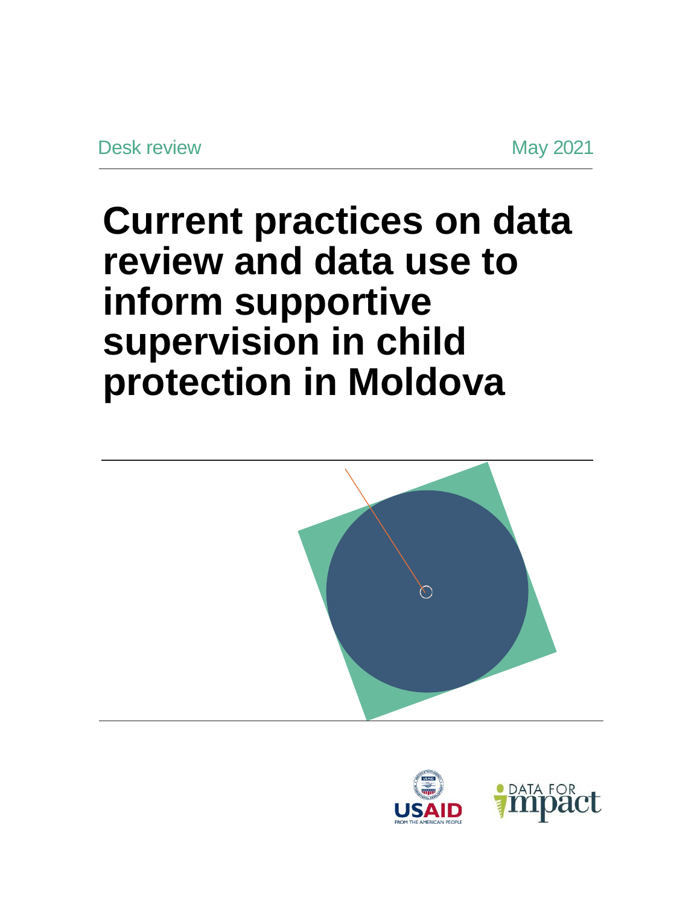Desk review

May 2021

# Current practices on data review and data use to inform supportive supervision in child protection in Moldova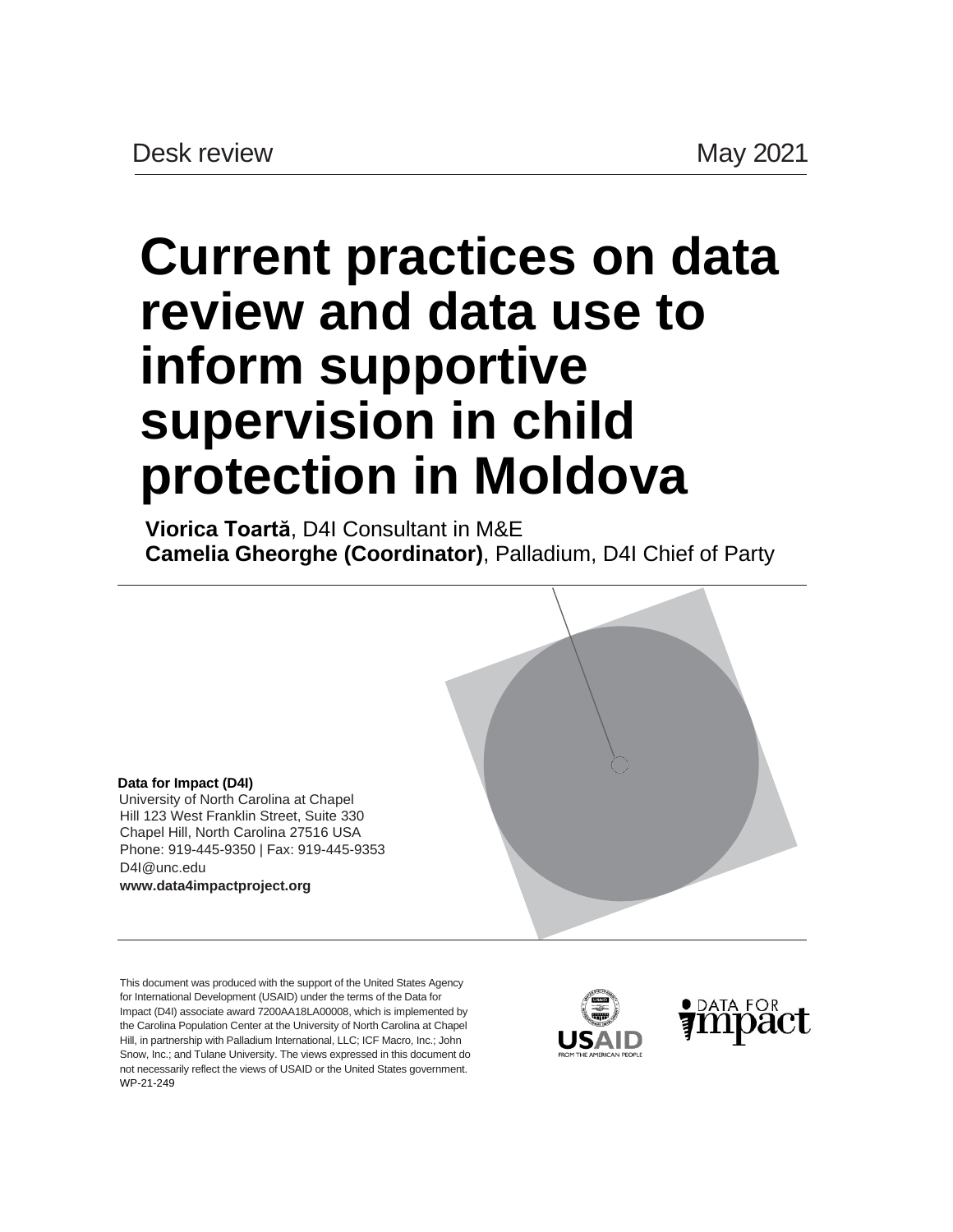Desk review May 2021

# Current practices on data review and data use to inform supportive supervision in child protection in Moldova

**Viorica Toartă**, D4I Consultant in M&E
**Camelia Gheorghe (Coordinator)**, Palladium, D4I Chief of Party

**Data for Impact (D4I)**
University of North Carolina at Chapel Hill 123 West Franklin Street, Suite 330
Chapel Hill, North Carolina 27516 USA
Phone: 919-445-9350 | Fax: 919-445-9353
D4I@unc.edu
**www.data4impactproject.org**

This document was produced with the support of the United States Agency for International Development (USAID) under the terms of the Data for Impact (D4I) associate award 7200AA18LA00008, which is implemented by the Carolina Population Center at the University of North Carolina at Chapel Hill, in partnership with Palladium International, LLC; ICF Macro, Inc.; John Snow, Inc.; and Tulane University. The views expressed in this document do not necessarily reflect the views of USAID or the United States government.
WP-21-249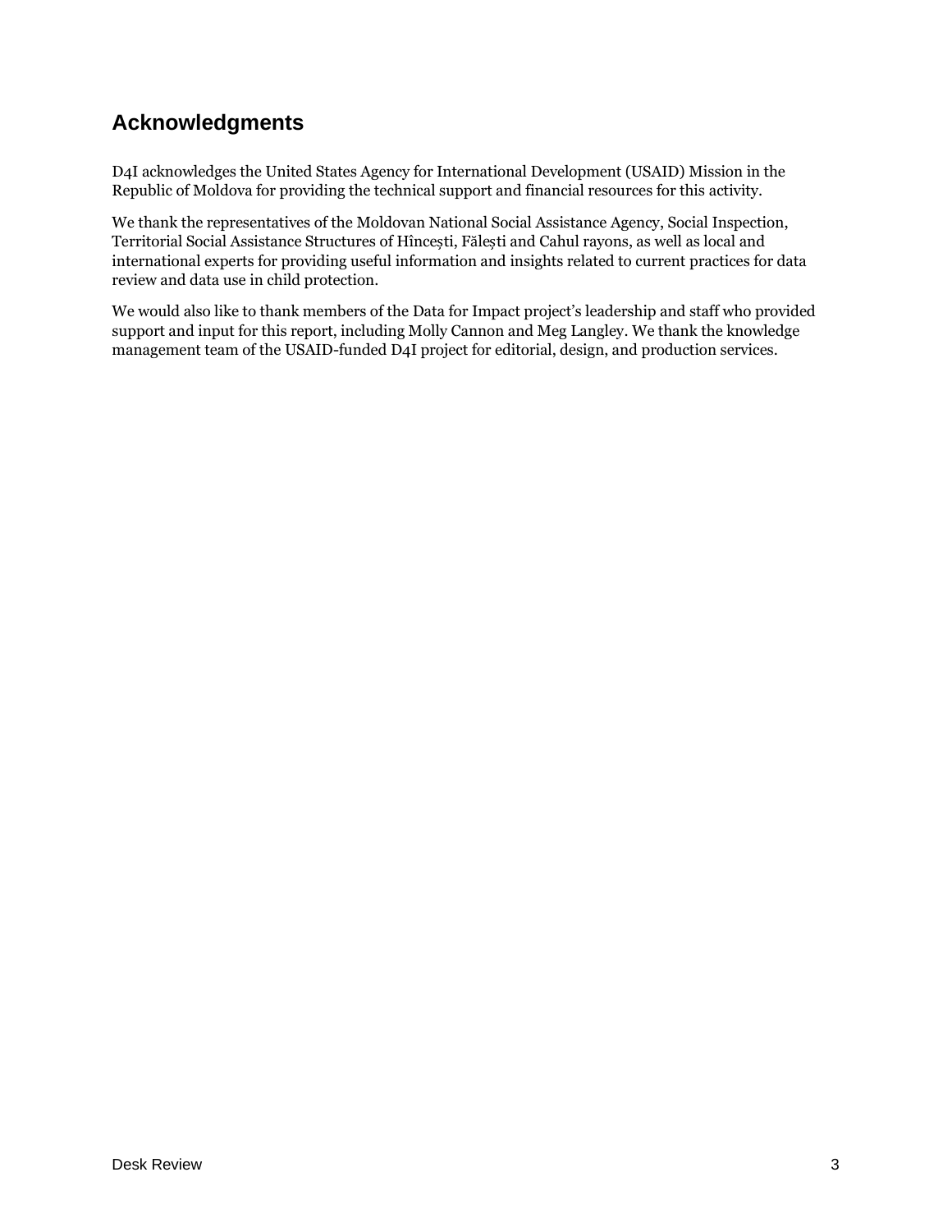## Acknowledgments

D4I acknowledges the United States Agency for International Development (USAID) Mission in the Republic of Moldova for providing the technical support and financial resources for this activity.

We thank the representatives of the Moldovan National Social Assistance Agency, Social Inspection, Territorial Social Assistance Structures of Hîncești, Fălești and Cahul rayons, as well as local and international experts for providing useful information and insights related to current practices for data review and data use in child protection.

We would also like to thank members of the Data for Impact project's leadership and staff who provided support and input for this report, including Molly Cannon and Meg Langley. We thank the knowledge management team of the USAID-funded D4I project for editorial, design, and production services.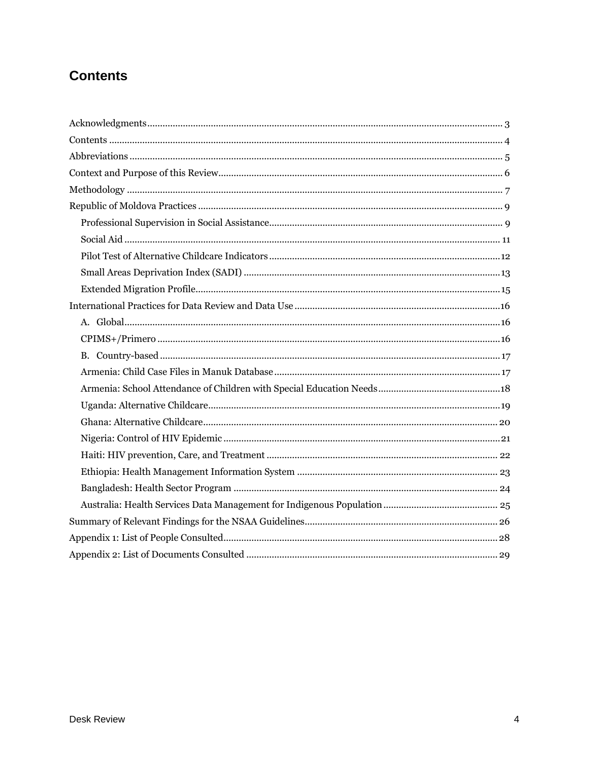# Contents

Acknowledgments ........................................................................................................................ 3
Contents ........................................................................................................................................ 4
Abbreviations ................................................................................................................................ 5
Context and Purpose of this Review .......................................................................................... 6
Methodology ................................................................................................................................. 7
Republic of Moldova Practices ................................................................................................... 9
- Professional Supervision in Social Assistance ........................................................................ 9
- Social Aid ................................................................................................................................ 11
- Pilot Test of Alternative Childcare Indicators ....................................................................... 12
- Small Areas Deprivation Index (SADI) .................................................................................. 13
- Extended Migration Profile .................................................................................................... 15

International Practices for Data Review and Data Use ............................................................ 16
- A. Global ................................................................................................................................. 16
- CPIMS+/Primero .................................................................................................................... 16
- B. Country-based ................................................................................................................... 17
- Armenia: Child Case Files in Manuk Database ..................................................................... 17
- Armenia: School Attendance of Children with Special Education Needs ............................. 18
- Uganda: Alternative Childcare ............................................................................................... 19
- Ghana: Alternative Childcare ................................................................................................. 20
- Nigeria: Control of HIV Epidemic .......................................................................................... 21
- Haiti: HIV prevention, Care, and Treatment ......................................................................... 22
- Ethiopia: Health Management Information System ............................................................. 23
- Bangladesh: Health Sector Program ..................................................................................... 24
- Australia: Health Services Data Management for Indigenous Population ........................... 25

Summary of Relevant Findings for the NSAA Guidelines ........................................................ 26
Appendix 1: List of People Consulted ....................................................................................... 28
Appendix 2: List of Documents Consulted ................................................................................ 29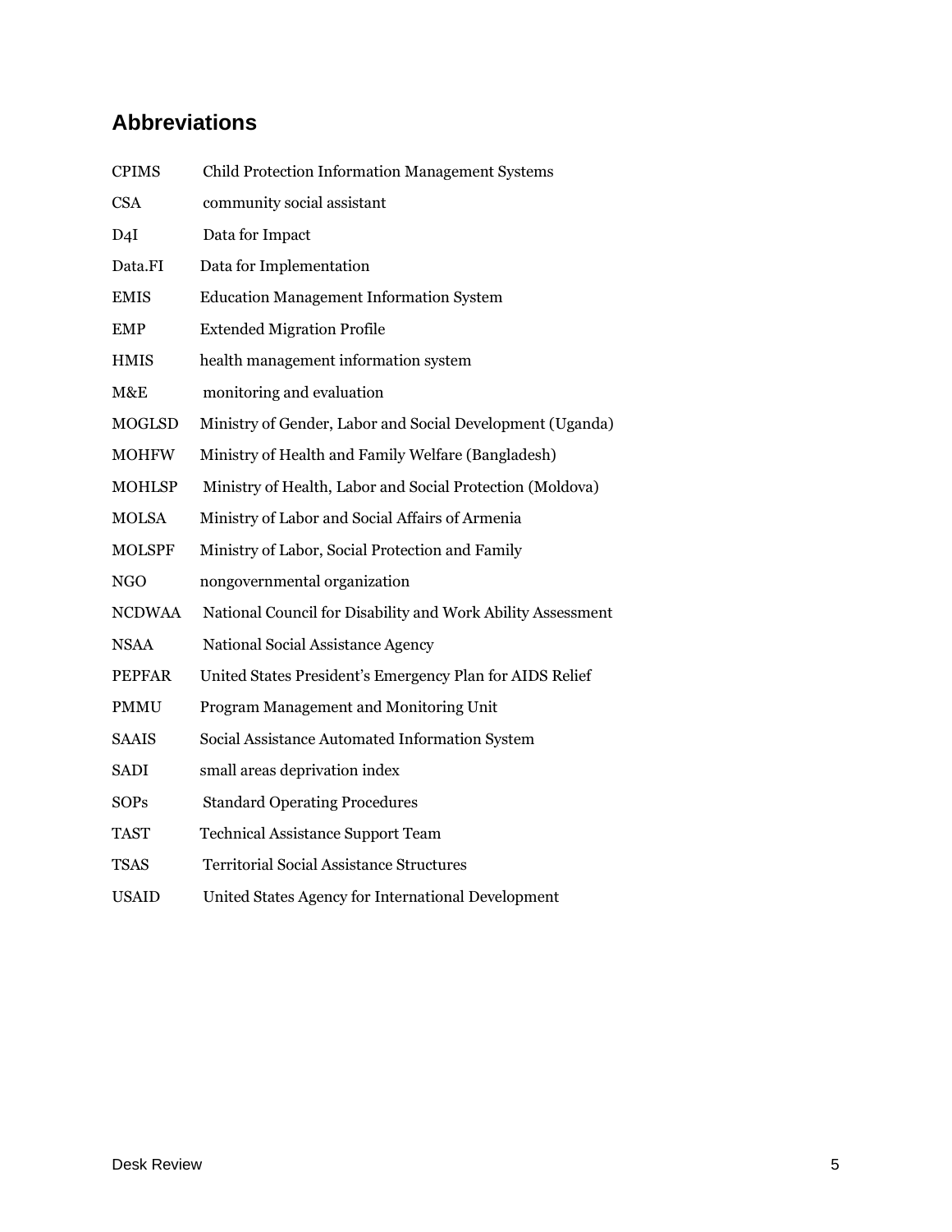## Abbreviations

| | |
|---|---|
| CPIMS | Child Protection Information Management Systems |
| CSA | community social assistant |
| D4I | Data for Impact |
| Data.FI | Data for Implementation |
| EMIS | Education Management Information System |
| EMP | Extended Migration Profile |
| HMIS | health management information system |
| M&E | monitoring and evaluation |
| MOGLSD | Ministry of Gender, Labor and Social Development (Uganda) |
| MOHFW | Ministry of Health and Family Welfare (Bangladesh) |
| MOHLSP | Ministry of Health, Labor and Social Protection (Moldova) |
| MOLSA | Ministry of Labor and Social Affairs of Armenia |
| MOLSPF | Ministry of Labor, Social Protection and Family |
| NGO | nongovernmental organization |
| NCDWAA | National Council for Disability and Work Ability Assessment |
| NSAA | National Social Assistance Agency |
| PEPFAR | United States President's Emergency Plan for AIDS Relief |
| PMMU | Program Management and Monitoring Unit |
| SAAIS | Social Assistance Automated Information System |
| SADI | small areas deprivation index |
| SOPs | Standard Operating Procedures |
| TAST | Technical Assistance Support Team |
| TSAS | Territorial Social Assistance Structures |
| USAID | United States Agency for International Development |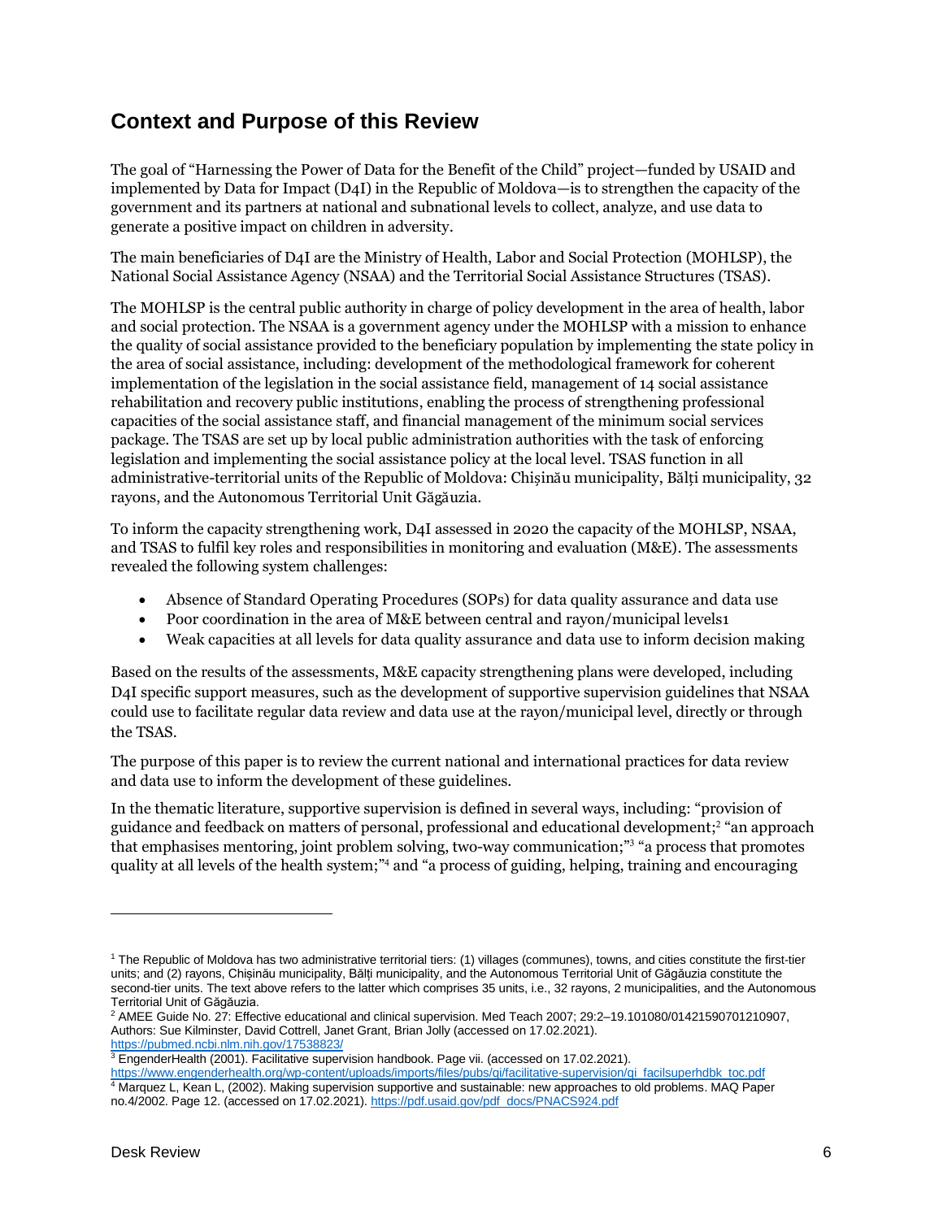## Context and Purpose of this Review

The goal of "Harnessing the Power of Data for the Benefit of the Child" project—funded by USAID and implemented by Data for Impact (D4I) in the Republic of Moldova—is to strengthen the capacity of the government and its partners at national and subnational levels to collect, analyze, and use data to generate a positive impact on children in adversity.

The main beneficiaries of D4I are the Ministry of Health, Labor and Social Protection (MOHLSP), the National Social Assistance Agency (NSAA) and the Territorial Social Assistance Structures (TSAS).

The MOHLSP is the central public authority in charge of policy development in the area of health, labor and social protection. The NSAA is a government agency under the MOHLSP with a mission to enhance the quality of social assistance provided to the beneficiary population by implementing the state policy in the area of social assistance, including: development of the methodological framework for coherent implementation of the legislation in the social assistance field, management of 14 social assistance rehabilitation and recovery public institutions, enabling the process of strengthening professional capacities of the social assistance staff, and financial management of the minimum social services package. The TSAS are set up by local public administration authorities with the task of enforcing legislation and implementing the social assistance policy at the local level. TSAS function in all administrative-territorial units of the Republic of Moldova: Chișinău municipality, Bălți municipality, 32 rayons, and the Autonomous Territorial Unit Găgăuzia.

To inform the capacity strengthening work, D4I assessed in 2020 the capacity of the MOHLSP, NSAA, and TSAS to fulfil key roles and responsibilities in monitoring and evaluation (M&E). The assessments revealed the following system challenges:

- Absence of Standard Operating Procedures (SOPs) for data quality assurance and data use
- Poor coordination in the area of M&E between central and rayon/municipal levels[1]
- Weak capacities at all levels for data quality assurance and data use to inform decision making

Based on the results of the assessments, M&E capacity strengthening plans were developed, including D4I specific support measures, such as the development of supportive supervision guidelines that NSAA could use to facilitate regular data review and data use at the rayon/municipal level, directly or through the TSAS.

The purpose of this paper is to review the current national and international practices for data review and data use to inform the development of these guidelines.

In the thematic literature, supportive supervision is defined in several ways, including: "provision of guidance and feedback on matters of personal, professional and educational development;[2] "an approach that emphasises mentoring, joint problem solving, two-way communication;"[3] "a process that promotes quality at all levels of the health system;"[4] and "a process of guiding, helping, training and encouraging

---

[1] The Republic of Moldova has two administrative territorial tiers: (1) villages (communes), towns, and cities constitute the first-tier units; and (2) rayons, Chișinău municipality, Bălți municipality, and the Autonomous Territorial Unit of Găgăuzia constitute the second-tier units. The text above refers to the latter which comprises 35 units, i.e., 32 rayons, 2 municipalities, and the Autonomous Territorial Unit of Găgăuzia.

[2] AMEE Guide No. 27: Effective educational and clinical supervision. Med Teach 2007; 29:2–19.101080/01421590701210907, Authors: Sue Kilminster, David Cottrell, Janet Grant, Brian Jolly (accessed on 17.02.2021). https://pubmed.ncbi.nlm.nih.gov/17538823/

[3] EngenderHealth (2001). Facilitative supervision handbook. Page vii. (accessed on 17.02.2021). https://www.engenderhealth.org/wp-content/uploads/imports/files/pubs/qi/facilitative-supervision/qi_facilsuperhdbk_toc.pdf

[4] Marquez L, Kean L, (2002). Making supervision supportive and sustainable: new approaches to old problems. MAQ Paper no.4/2002. Page 12. (accessed on 17.02.2021). https://pdf.usaid.gov/pdf_docs/PNACS924.pdf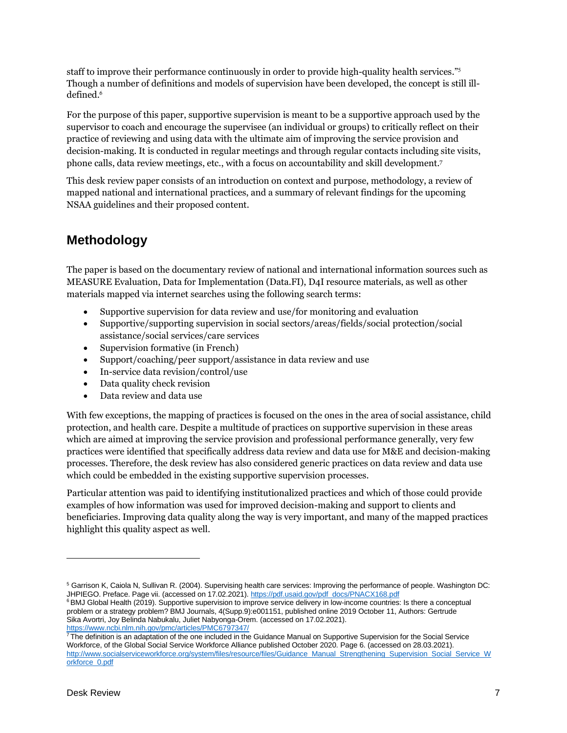staff to improve their performance continuously in order to provide high-quality health services."[5] Though a number of definitions and models of supervision have been developed, the concept is still ill-defined.[6]

For the purpose of this paper, supportive supervision is meant to be a supportive approach used by the supervisor to coach and encourage the supervisee (an individual or groups) to critically reflect on their practice of reviewing and using data with the ultimate aim of improving the service provision and decision-making. It is conducted in regular meetings and through regular contacts including site visits, phone calls, data review meetings, etc., with a focus on accountability and skill development.[7]

This desk review paper consists of an introduction on context and purpose, methodology, a review of mapped national and international practices, and a summary of relevant findings for the upcoming NSAA guidelines and their proposed content.

## Methodology

The paper is based on the documentary review of national and international information sources such as MEASURE Evaluation, Data for Implementation (Data.FI), D4I resource materials, as well as other materials mapped via internet searches using the following search terms:

- Supportive supervision for data review and use/for monitoring and evaluation
- Supportive/supporting supervision in social sectors/areas/fields/social protection/social assistance/social services/care services
- Supervision formative (in French)
- Support/coaching/peer support/assistance in data review and use
- In-service data revision/control/use
- Data quality check revision
- Data review and data use

With few exceptions, the mapping of practices is focused on the ones in the area of social assistance, child protection, and health care. Despite a multitude of practices on supportive supervision in these areas which are aimed at improving the service provision and professional performance generally, very few practices were identified that specifically address data review and data use for M&E and decision-making processes. Therefore, the desk review has also considered generic practices on data review and data use which could be embedded in the existing supportive supervision processes.

Particular attention was paid to identifying institutionalized practices and which of those could provide examples of how information was used for improved decision-making and support to clients and beneficiaries. Improving data quality along the way is very important, and many of the mapped practices highlight this quality aspect as well.

---

[5] Garrison K, Caiola N, Sullivan R. (2004). Supervising health care services: Improving the performance of people. Washington DC: JHPIEGO. Preface. Page vii. (accessed on 17.02.2021). https://pdf.usaid.gov/pdf_docs/PNACX168.pdf

[6] BMJ Global Health (2019). Supportive supervision to improve service delivery in low-income countries: Is there a conceptual problem or a strategy problem? BMJ Journals, 4(Supp.9):e001151, published online 2019 October 11, Authors: Gertrude Sika Avortri, Joy Belinda Nabukalu, Juliet Nabyonga-Orem. (accessed on 17.02.2021). https://www.ncbi.nlm.nih.gov/pmc/articles/PMC6797347/

[7] The definition is an adaptation of the one included in the Guidance Manual on Supportive Supervision for the Social Service Workforce, of the Global Social Service Workforce Alliance published October 2020. Page 6. (accessed on 28.03.2021). http://www.socialserviceworkforce.org/system/files/resource/files/Guidance_Manual_Strengthening_Supervision_Social_Service_Workforce_0.pdf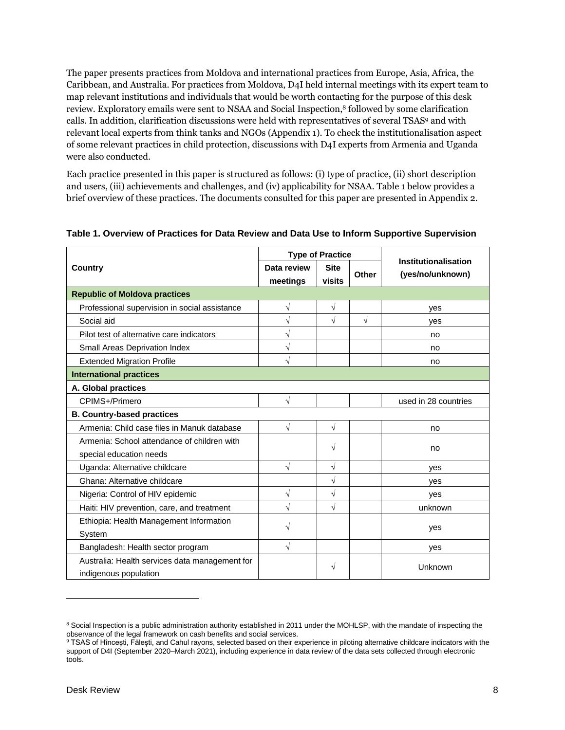The paper presents practices from Moldova and international practices from Europe, Asia, Africa, the Caribbean, and Australia. For practices from Moldova, D4I held internal meetings with its expert team to map relevant institutions and individuals that would be worth contacting for the purpose of this desk review. Exploratory emails were sent to NSAA and Social Inspection,[8] followed by some clarification calls. In addition, clarification discussions were held with representatives of several TSAS[9] and with relevant local experts from think tanks and NGOs (Appendix 1). To check the institutionalisation aspect of some relevant practices in child protection, discussions with D4I experts from Armenia and Uganda were also conducted.

Each practice presented in this paper is structured as follows: (i) type of practice, (ii) short description and users, (iii) achievements and challenges, and (iv) applicability for NSAA. Table 1 below provides a brief overview of these practices. The documents consulted for this paper are presented in Appendix 2.

**Table 1. Overview of Practices for Data Review and Data Use to Inform Supportive Supervision**

| Country | Type of Practice | | | Institutionalisation (yes/no/unknown) |
|---|---|---|---|---|
| | Data review meetings | Site visits | Other | |
| **Republic of Moldova practices** | | | | |
| Professional supervision in social assistance | √ | √ | | yes |
| Social aid | √ | √ | √ | yes |
| Pilot test of alternative care indicators | √ | | | no |
| Small Areas Deprivation Index | √ | | | no |
| Extended Migration Profile | √ | | | no |
| **International practices** | | | | |
| **A. Global practices** | | | | |
| CPIMS+/Primero | √ | | | used in 28 countries |
| **B. Country-based practices** | | | | |
| Armenia: Child case files in Manuk database | √ | √ | | no |
| Armenia: School attendance of children with special education needs | | √ | | no |
| Uganda: Alternative childcare | √ | √ | | yes |
| Ghana: Alternative childcare | | √ | | yes |
| Nigeria: Control of HIV epidemic | √ | √ | | yes |
| Haiti: HIV prevention, care, and treatment | √ | √ | | unknown |
| Ethiopia: Health Management Information System | √ | | | yes |
| Bangladesh: Health sector program | √ | | | yes |
| Australia: Health services data management for indigenous population | | √ | | Unknown |

[8] Social Inspection is a public administration authority established in 2011 under the MOHLSP, with the mandate of inspecting the observance of the legal framework on cash benefits and social services.

[9] TSAS of Hîncești, Fălești, and Cahul rayons, selected based on their experience in piloting alternative childcare indicators with the support of D4I (September 2020–March 2021), including experience in data review of the data sets collected through electronic tools.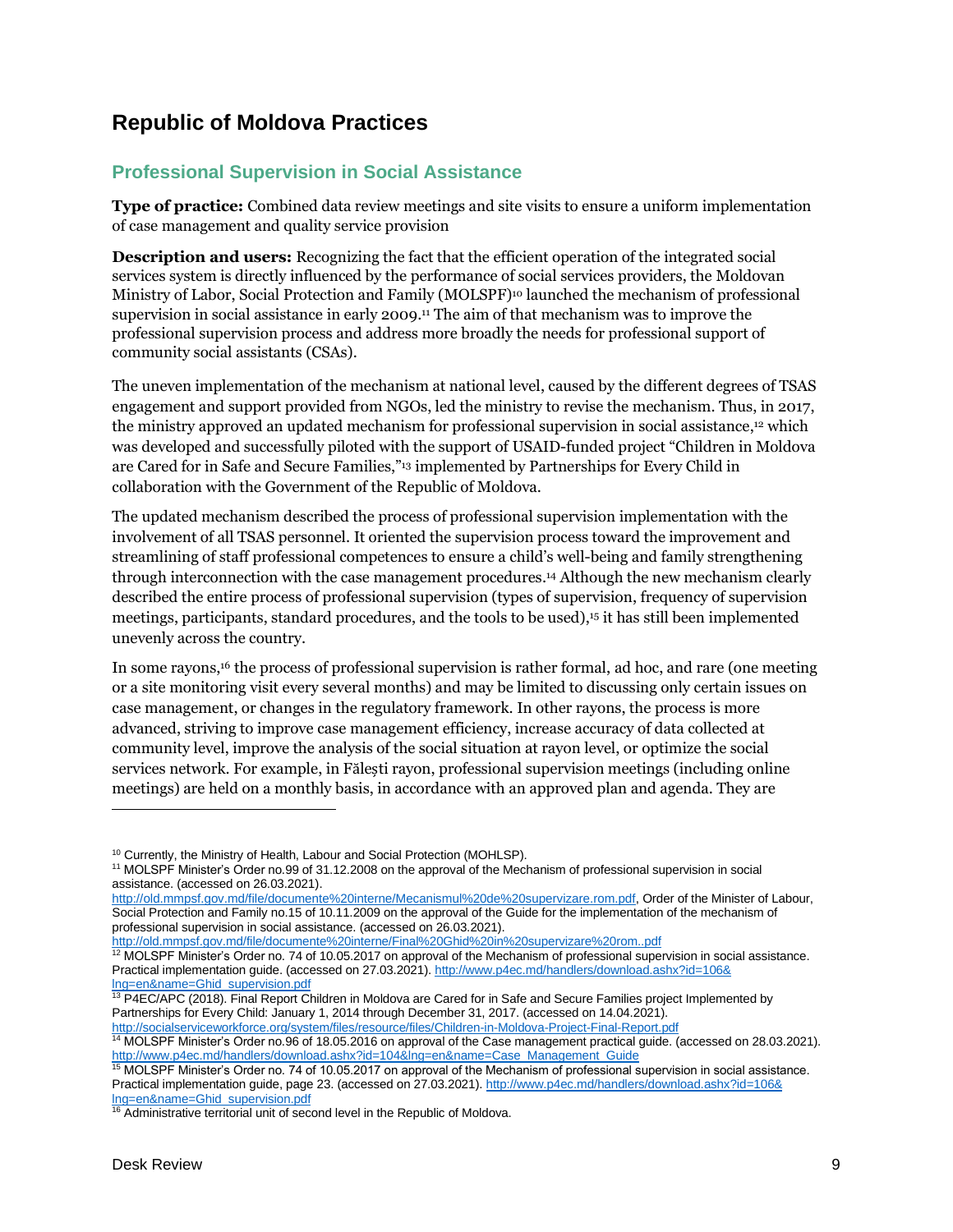## Republic of Moldova Practices

### Professional Supervision in Social Assistance

**Type of practice:** Combined data review meetings and site visits to ensure a uniform implementation of case management and quality service provision

**Description and users:** Recognizing the fact that the efficient operation of the integrated social services system is directly influenced by the performance of social services providers, the Moldovan Ministry of Labor, Social Protection and Family (MOLSPF)[10] launched the mechanism of professional supervision in social assistance in early 2009.[11] The aim of that mechanism was to improve the professional supervision process and address more broadly the needs for professional support of community social assistants (CSAs).

The uneven implementation of the mechanism at national level, caused by the different degrees of TSAS engagement and support provided from NGOs, led the ministry to revise the mechanism. Thus, in 2017, the ministry approved an updated mechanism for professional supervision in social assistance,[12] which was developed and successfully piloted with the support of USAID-funded project "Children in Moldova are Cared for in Safe and Secure Families,"[13] implemented by Partnerships for Every Child in collaboration with the Government of the Republic of Moldova.

The updated mechanism described the process of professional supervision implementation with the involvement of all TSAS personnel. It oriented the supervision process toward the improvement and streamlining of staff professional competences to ensure a child's well-being and family strengthening through interconnection with the case management procedures.[14] Although the new mechanism clearly described the entire process of professional supervision (types of supervision, frequency of supervision meetings, participants, standard procedures, and the tools to be used),[15] it has still been implemented unevenly across the country.

In some rayons,[16] the process of professional supervision is rather formal, ad hoc, and rare (one meeting or a site monitoring visit every several months) and may be limited to discussing only certain issues on case management, or changes in the regulatory framework. In other rayons, the process is more advanced, striving to improve case management efficiency, increase accuracy of data collected at community level, improve the analysis of the social situation at rayon level, or optimize the social services network. For example, in Fălești rayon, professional supervision meetings (including online meetings) are held on a monthly basis, in accordance with an approved plan and agenda. They are

---

[10] Currently, the Ministry of Health, Labour and Social Protection (MOHLSP).

[11] MOLSPF Minister's Order no.99 of 31.12.2008 on the approval of the Mechanism of professional supervision in social assistance. (accessed on 26.03.2021). http://old.mmpsf.gov.md/file/documente%20interne/Mecanismul%20de%20supervizare.rom.pdf, Order of the Minister of Labour, Social Protection and Family no.15 of 10.11.2009 on the approval of the Guide for the implementation of the mechanism of professional supervision in social assistance. (accessed on 26.03.2021). http://old.mmpsf.gov.md/file/documente%20interne/Final%20Ghid%20in%20supervizare%20rom..pdf

[12] MOLSPF Minister's Order no. 74 of 10.05.2017 on approval of the Mechanism of professional supervision in social assistance. Practical implementation guide. (accessed on 27.03.2021). http://www.p4ec.md/handlers/download.ashx?id=106&lng=en&name=Ghid_supervision.pdf

[13] P4EC/APC (2018). Final Report Children in Moldova are Cared for in Safe and Secure Families project Implemented by Partnerships for Every Child: January 1, 2014 through December 31, 2017. (accessed on 14.04.2021). http://socialserviceworkforce.org/system/files/resource/files/Children-in-Moldova-Project-Final-Report.pdf

[14] MOLSPF Minister's Order no.96 of 18.05.2016 on approval of the Case management practical guide. (accessed on 28.03.2021). http://www.p4ec.md/handlers/download.ashx?id=104&lng=en&name=Case_Management_Guide

[15] MOLSPF Minister's Order no. 74 of 10.05.2017 on approval of the Mechanism of professional supervision in social assistance. Practical implementation guide, page 23. (accessed on 27.03.2021). http://www.p4ec.md/handlers/download.ashx?id=106&lng=en&name=Ghid_supervision.pdf

[16] Administrative territorial unit of second level in the Republic of Moldova.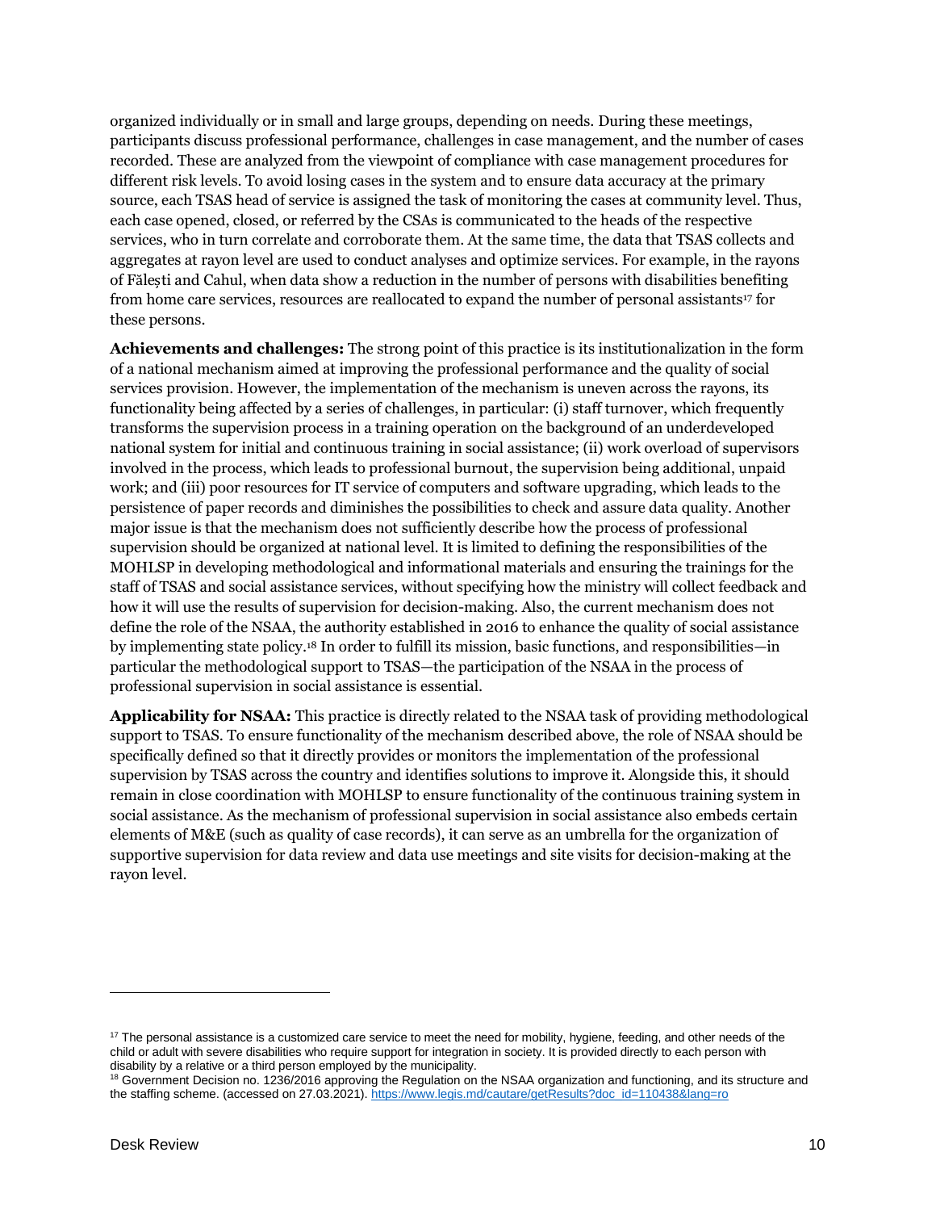organized individually or in small and large groups, depending on needs. During these meetings, participants discuss professional performance, challenges in case management, and the number of cases recorded. These are analyzed from the viewpoint of compliance with case management procedures for different risk levels. To avoid losing cases in the system and to ensure data accuracy at the primary source, each TSAS head of service is assigned the task of monitoring the cases at community level. Thus, each case opened, closed, or referred by the CSAs is communicated to the heads of the respective services, who in turn correlate and corroborate them. At the same time, the data that TSAS collects and aggregates at rayon level are used to conduct analyses and optimize services. For example, in the rayons of Fălești and Cahul, when data show a reduction in the number of persons with disabilities benefiting from home care services, resources are reallocated to expand the number of personal assistants[17] for these persons.

**Achievements and challenges:** The strong point of this practice is its institutionalization in the form of a national mechanism aimed at improving the professional performance and the quality of social services provision. However, the implementation of the mechanism is uneven across the rayons, its functionality being affected by a series of challenges, in particular: (i) staff turnover, which frequently transforms the supervision process in a training operation on the background of an underdeveloped national system for initial and continuous training in social assistance; (ii) work overload of supervisors involved in the process, which leads to professional burnout, the supervision being additional, unpaid work; and (iii) poor resources for IT service of computers and software upgrading, which leads to the persistence of paper records and diminishes the possibilities to check and assure data quality. Another major issue is that the mechanism does not sufficiently describe how the process of professional supervision should be organized at national level. It is limited to defining the responsibilities of the MOHLSP in developing methodological and informational materials and ensuring the trainings for the staff of TSAS and social assistance services, without specifying how the ministry will collect feedback and how it will use the results of supervision for decision-making. Also, the current mechanism does not define the role of the NSAA, the authority established in 2016 to enhance the quality of social assistance by implementing state policy.[18] In order to fulfill its mission, basic functions, and responsibilities—in particular the methodological support to TSAS—the participation of the NSAA in the process of professional supervision in social assistance is essential.

**Applicability for NSAA:** This practice is directly related to the NSAA task of providing methodological support to TSAS. To ensure functionality of the mechanism described above, the role of NSAA should be specifically defined so that it directly provides or monitors the implementation of the professional supervision by TSAS across the country and identifies solutions to improve it. Alongside this, it should remain in close coordination with MOHLSP to ensure functionality of the continuous training system in social assistance. As the mechanism of professional supervision in social assistance also embeds certain elements of M&E (such as quality of case records), it can serve as an umbrella for the organization of supportive supervision for data review and data use meetings and site visits for decision-making at the rayon level.

---

[17] The personal assistance is a customized care service to meet the need for mobility, hygiene, feeding, and other needs of the child or adult with severe disabilities who require support for integration in society. It is provided directly to each person with disability by a relative or a third person employed by the municipality.

[18] Government Decision no. 1236/2016 approving the Regulation on the NSAA organization and functioning, and its structure and the staffing scheme. (accessed on 27.03.2021). https://www.legis.md/cautare/getResults?doc_id=110438&lang=ro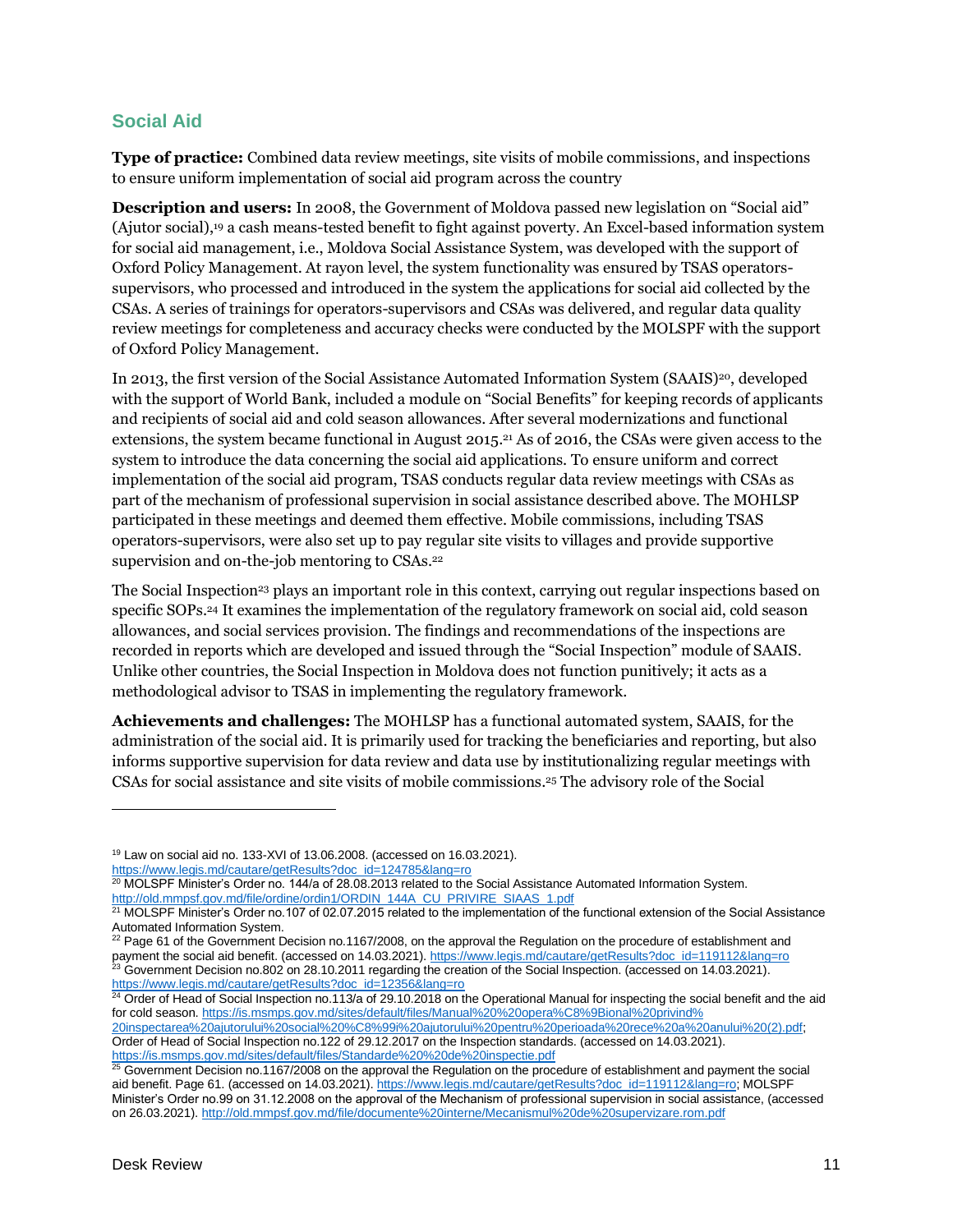## Social Aid

**Type of practice:** Combined data review meetings, site visits of mobile commissions, and inspections to ensure uniform implementation of social aid program across the country

**Description and users:** In 2008, the Government of Moldova passed new legislation on "Social aid" (Ajutor social),[19] a cash means-tested benefit to fight against poverty. An Excel-based information system for social aid management, i.e., Moldova Social Assistance System, was developed with the support of Oxford Policy Management. At rayon level, the system functionality was ensured by TSAS operators-supervisors, who processed and introduced in the system the applications for social aid collected by the CSAs. A series of trainings for operators-supervisors and CSAs was delivered, and regular data quality review meetings for completeness and accuracy checks were conducted by the MOLSPF with the support of Oxford Policy Management.

In 2013, the first version of the Social Assistance Automated Information System (SAAIS)[20], developed with the support of World Bank, included a module on "Social Benefits" for keeping records of applicants and recipients of social aid and cold season allowances. After several modernizations and functional extensions, the system became functional in August 2015.[21] As of 2016, the CSAs were given access to the system to introduce the data concerning the social aid applications. To ensure uniform and correct implementation of the social aid program, TSAS conducts regular data review meetings with CSAs as part of the mechanism of professional supervision in social assistance described above. The MOHLSP participated in these meetings and deemed them effective. Mobile commissions, including TSAS operators-supervisors, were also set up to pay regular site visits to villages and provide supportive supervision and on-the-job mentoring to CSAs.[22]

The Social Inspection[23] plays an important role in this context, carrying out regular inspections based on specific SOPs.[24] It examines the implementation of the regulatory framework on social aid, cold season allowances, and social services provision. The findings and recommendations of the inspections are recorded in reports which are developed and issued through the "Social Inspection" module of SAAIS. Unlike other countries, the Social Inspection in Moldova does not function punitively; it acts as a methodological advisor to TSAS in implementing the regulatory framework.

**Achievements and challenges:** The MOHLSP has a functional automated system, SAAIS, for the administration of the social aid. It is primarily used for tracking the beneficiaries and reporting, but also informs supportive supervision for data review and data use by institutionalizing regular meetings with CSAs for social assistance and site visits of mobile commissions.[25] The advisory role of the Social

---

[19] Law on social aid no. 133-XVI of 13.06.2008. (accessed on 16.03.2021). https://www.legis.md/cautare/getResults?doc_id=124785&lang=ro

[20] MOLSPF Minister's Order no. 144/a of 28.08.2013 related to the Social Assistance Automated Information System. http://old.mmpsf.gov.md/file/ordine/ordin1/ORDIN_144A_CU_PRIVIRE_SIAAS_1.pdf

[21] MOLSPF Minister's Order no.107 of 02.07.2015 related to the implementation of the functional extension of the Social Assistance Automated Information System.

[22] Page 61 of the Government Decision no.1167/2008, on the approval the Regulation on the procedure of establishment and payment the social aid benefit. (accessed on 14.03.2021). https://www.legis.md/cautare/getResults?doc_id=119112&lang=ro

[23] Government Decision no.802 on 28.10.2011 regarding the creation of the Social Inspection. (accessed on 14.03.2021). https://www.legis.md/cautare/getResults?doc_id=12356&lang=ro

[24] Order of Head of Social Inspection no.113/a of 29.10.2018 on the Operational Manual for inspecting the social benefit and the aid for cold season. https://is.msmps.gov.md/sites/default/files/Manual%20%20opera%C8%9Bional%20privind%20inspectarea%20ajutorului%20social%20%C8%99i%20ajutorului%20pentru%20perioada%20rece%20a%20anului%20(2).pdf; Order of Head of Social Inspection no.122 of 29.12.2017 on the Inspection standards. (accessed on 14.03.2021). https://is.msmps.gov.md/sites/default/files/Standarde%20%20de%20inspectie.pdf

[25] Government Decision no.1167/2008 on the approval the Regulation on the procedure of establishment and payment the social aid benefit. Page 61. (accessed on 14.03.2021). https://www.legis.md/cautare/getResults?doc_id=119112&lang=ro; MOLSPF Minister's Order no.99 on 31.12.2008 on the approval of the Mechanism of professional supervision in social assistance, (accessed on 26.03.2021). http://old.mmpsf.gov.md/file/documente%20interne/Mecanismul%20de%20supervizare.rom.pdf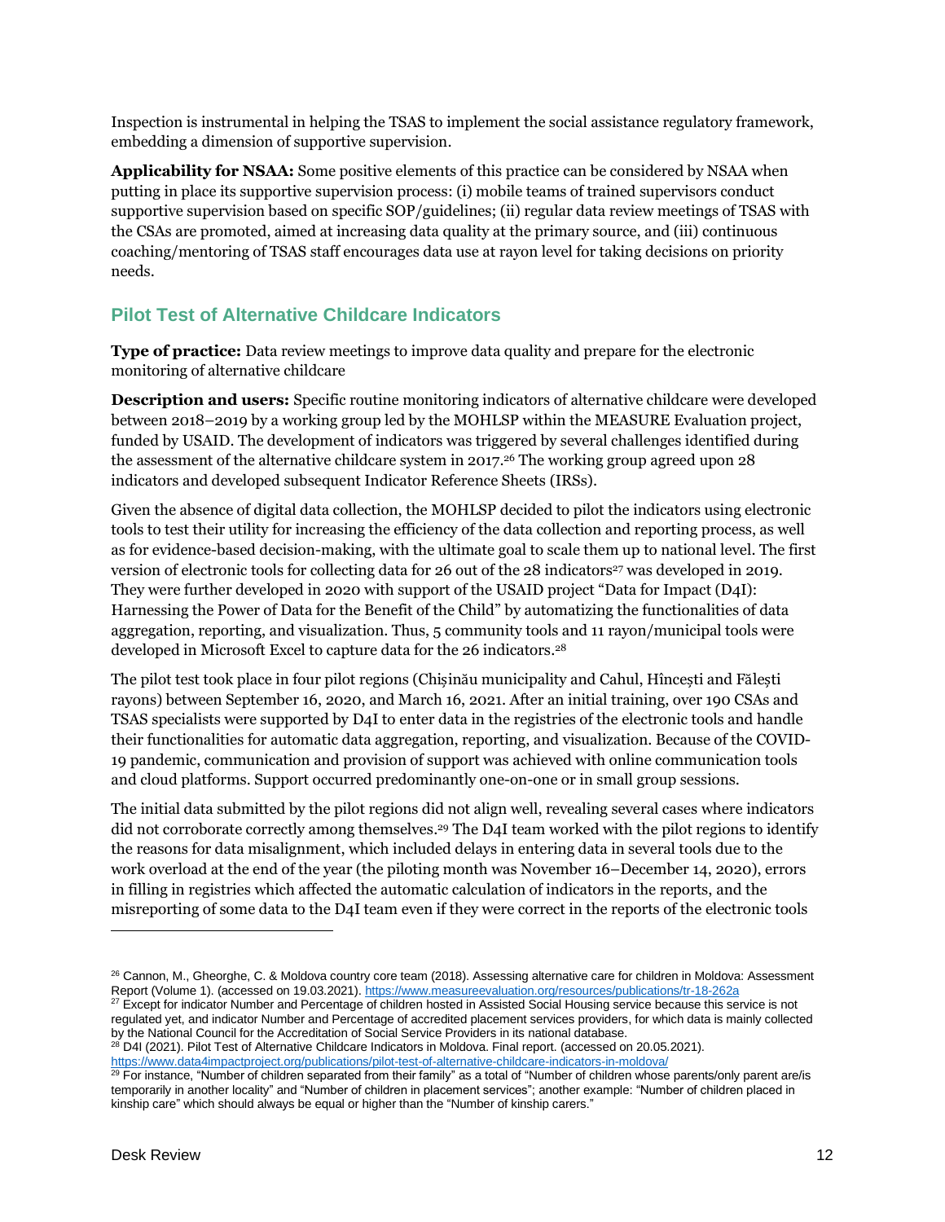Inspection is instrumental in helping the TSAS to implement the social assistance regulatory framework, embedding a dimension of supportive supervision.

**Applicability for NSAA:** Some positive elements of this practice can be considered by NSAA when putting in place its supportive supervision process: (i) mobile teams of trained supervisors conduct supportive supervision based on specific SOP/guidelines; (ii) regular data review meetings of TSAS with the CSAs are promoted, aimed at increasing data quality at the primary source, and (iii) continuous coaching/mentoring of TSAS staff encourages data use at rayon level for taking decisions on priority needs.

## Pilot Test of Alternative Childcare Indicators

**Type of practice:** Data review meetings to improve data quality and prepare for the electronic monitoring of alternative childcare

**Description and users:** Specific routine monitoring indicators of alternative childcare were developed between 2018–2019 by a working group led by the MOHLSP within the MEASURE Evaluation project, funded by USAID. The development of indicators was triggered by several challenges identified during the assessment of the alternative childcare system in 2017.[26] The working group agreed upon 28 indicators and developed subsequent Indicator Reference Sheets (IRSs).

Given the absence of digital data collection, the MOHLSP decided to pilot the indicators using electronic tools to test their utility for increasing the efficiency of the data collection and reporting process, as well as for evidence-based decision-making, with the ultimate goal to scale them up to national level. The first version of electronic tools for collecting data for 26 out of the 28 indicators[27] was developed in 2019. They were further developed in 2020 with support of the USAID project "Data for Impact (D4I): Harnessing the Power of Data for the Benefit of the Child" by automatizing the functionalities of data aggregation, reporting, and visualization. Thus, 5 community tools and 11 rayon/municipal tools were developed in Microsoft Excel to capture data for the 26 indicators.[28]

The pilot test took place in four pilot regions (Chișinău municipality and Cahul, Hîncești and Fălești rayons) between September 16, 2020, and March 16, 2021. After an initial training, over 190 CSAs and TSAS specialists were supported by D4I to enter data in the registries of the electronic tools and handle their functionalities for automatic data aggregation, reporting, and visualization. Because of the COVID-19 pandemic, communication and provision of support was achieved with online communication tools and cloud platforms. Support occurred predominantly one-on-one or in small group sessions.

The initial data submitted by the pilot regions did not align well, revealing several cases where indicators did not corroborate correctly among themselves.[29] The D4I team worked with the pilot regions to identify the reasons for data misalignment, which included delays in entering data in several tools due to the work overload at the end of the year (the piloting month was November 16–December 14, 2020), errors in filling in registries which affected the automatic calculation of indicators in the reports, and the misreporting of some data to the D4I team even if they were correct in the reports of the electronic tools

---

[26] Cannon, M., Gheorghe, C. & Moldova country core team (2018). Assessing alternative care for children in Moldova: Assessment Report (Volume 1). (accessed on 19.03.2021). https://www.measureevaluation.org/resources/publications/tr-18-262a

[27] Except for indicator Number and Percentage of children hosted in Assisted Social Housing service because this service is not regulated yet, and indicator Number and Percentage of accredited placement services providers, for which data is mainly collected by the National Council for the Accreditation of Social Service Providers in its national database.

[28] D4I (2021). Pilot Test of Alternative Childcare Indicators in Moldova. Final report. (accessed on 20.05.2021). https://www.data4impactproject.org/publications/pilot-test-of-alternative-childcare-indicators-in-moldova/

[29] For instance, "Number of children separated from their family" as a total of "Number of children whose parents/only parent are/is temporarily in another locality" and "Number of children in placement services"; another example: "Number of children placed in kinship care" which should always be equal or higher than the "Number of kinship carers."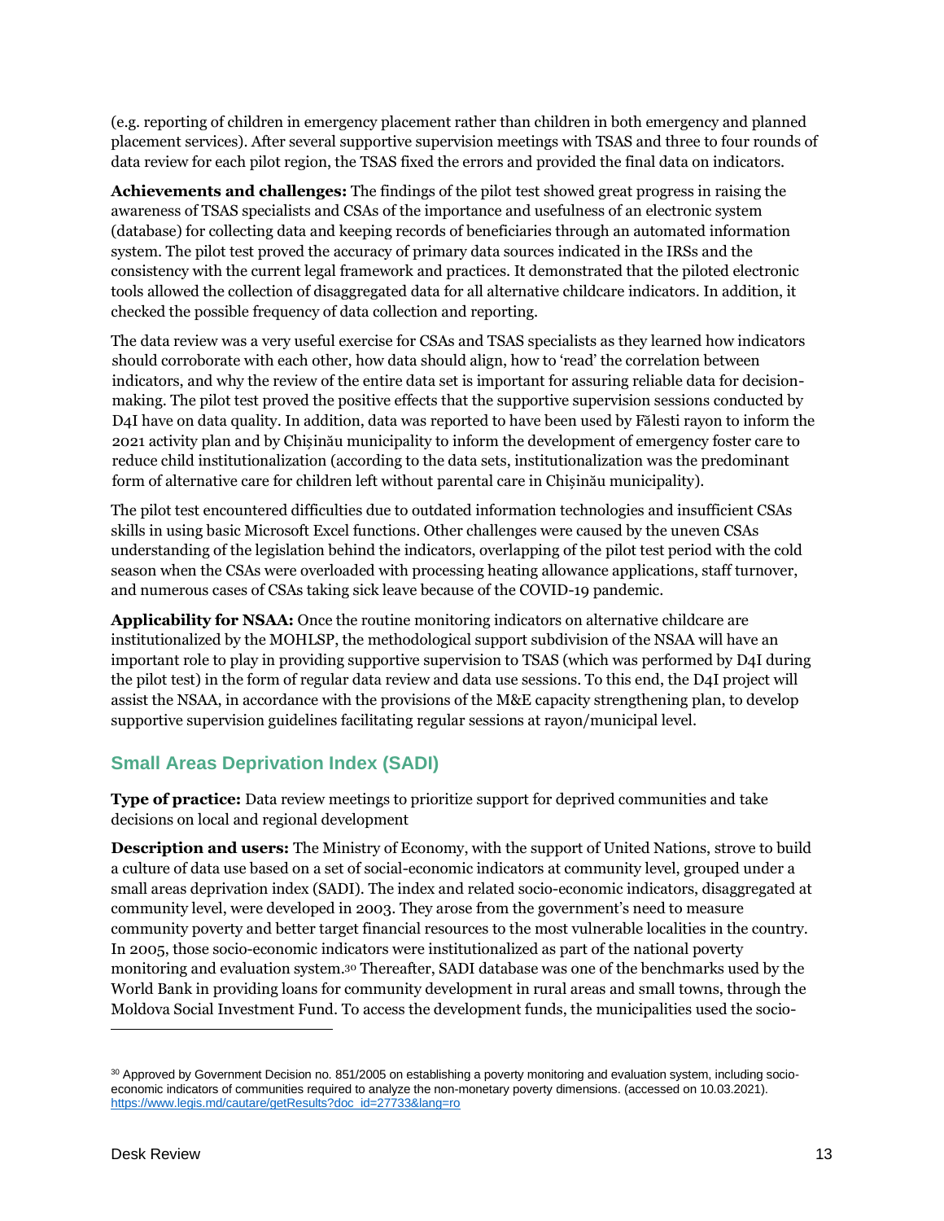(e.g. reporting of children in emergency placement rather than children in both emergency and planned placement services). After several supportive supervision meetings with TSAS and three to four rounds of data review for each pilot region, the TSAS fixed the errors and provided the final data on indicators.

**Achievements and challenges:** The findings of the pilot test showed great progress in raising the awareness of TSAS specialists and CSAs of the importance and usefulness of an electronic system (database) for collecting data and keeping records of beneficiaries through an automated information system. The pilot test proved the accuracy of primary data sources indicated in the IRSs and the consistency with the current legal framework and practices. It demonstrated that the piloted electronic tools allowed the collection of disaggregated data for all alternative childcare indicators. In addition, it checked the possible frequency of data collection and reporting.

The data review was a very useful exercise for CSAs and TSAS specialists as they learned how indicators should corroborate with each other, how data should align, how to 'read' the correlation between indicators, and why the review of the entire data set is important for assuring reliable data for decision-making. The pilot test proved the positive effects that the supportive supervision sessions conducted by D4I have on data quality. In addition, data was reported to have been used by Fălesti rayon to inform the 2021 activity plan and by Chișinău municipality to inform the development of emergency foster care to reduce child institutionalization (according to the data sets, institutionalization was the predominant form of alternative care for children left without parental care in Chișinău municipality).

The pilot test encountered difficulties due to outdated information technologies and insufficient CSAs skills in using basic Microsoft Excel functions. Other challenges were caused by the uneven CSAs understanding of the legislation behind the indicators, overlapping of the pilot test period with the cold season when the CSAs were overloaded with processing heating allowance applications, staff turnover, and numerous cases of CSAs taking sick leave because of the COVID-19 pandemic.

**Applicability for NSAA:** Once the routine monitoring indicators on alternative childcare are institutionalized by the MOHLSP, the methodological support subdivision of the NSAA will have an important role to play in providing supportive supervision to TSAS (which was performed by D4I during the pilot test) in the form of regular data review and data use sessions. To this end, the D4I project will assist the NSAA, in accordance with the provisions of the M&E capacity strengthening plan, to develop supportive supervision guidelines facilitating regular sessions at rayon/municipal level.

## Small Areas Deprivation Index (SADI)

**Type of practice:** Data review meetings to prioritize support for deprived communities and take decisions on local and regional development

**Description and users:** The Ministry of Economy, with the support of United Nations, strove to build a culture of data use based on a set of social-economic indicators at community level, grouped under a small areas deprivation index (SADI). The index and related socio-economic indicators, disaggregated at community level, were developed in 2003. They arose from the government's need to measure community poverty and better target financial resources to the most vulnerable localities in the country. In 2005, those socio-economic indicators were institutionalized as part of the national poverty monitoring and evaluation system.[30] Thereafter, SADI database was one of the benchmarks used by the World Bank in providing loans for community development in rural areas and small towns, through the Moldova Social Investment Fund. To access the development funds, the municipalities used the socio-

[30] Approved by Government Decision no. 851/2005 on establishing a poverty monitoring and evaluation system, including socio-economic indicators of communities required to analyze the non-monetary poverty dimensions. (accessed on 10.03.2021). https://www.legis.md/cautare/getResults?doc_id=27733&lang=ro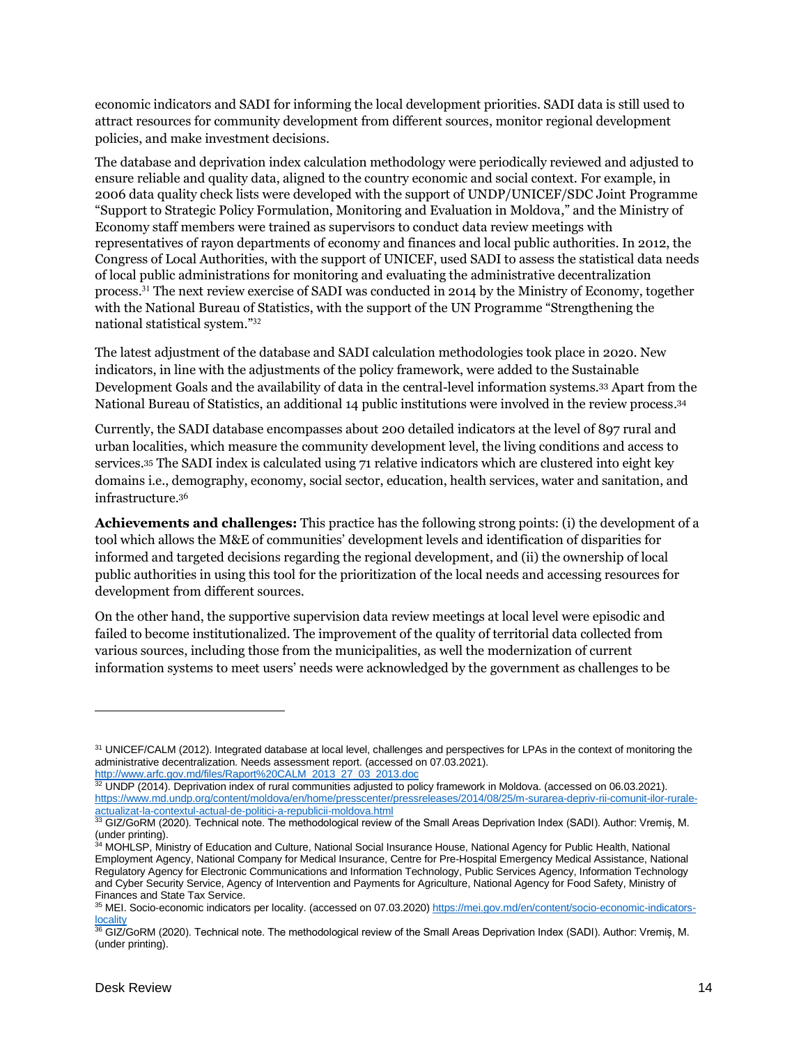economic indicators and SADI for informing the local development priorities. SADI data is still used to attract resources for community development from different sources, monitor regional development policies, and make investment decisions.

The database and deprivation index calculation methodology were periodically reviewed and adjusted to ensure reliable and quality data, aligned to the country economic and social context. For example, in 2006 data quality check lists were developed with the support of UNDP/UNICEF/SDC Joint Programme "Support to Strategic Policy Formulation, Monitoring and Evaluation in Moldova," and the Ministry of Economy staff members were trained as supervisors to conduct data review meetings with representatives of rayon departments of economy and finances and local public authorities. In 2012, the Congress of Local Authorities, with the support of UNICEF, used SADI to assess the statistical data needs of local public administrations for monitoring and evaluating the administrative decentralization process.[31] The next review exercise of SADI was conducted in 2014 by the Ministry of Economy, together with the National Bureau of Statistics, with the support of the UN Programme "Strengthening the national statistical system."[32]

The latest adjustment of the database and SADI calculation methodologies took place in 2020. New indicators, in line with the adjustments of the policy framework, were added to the Sustainable Development Goals and the availability of data in the central-level information systems.[33] Apart from the National Bureau of Statistics, an additional 14 public institutions were involved in the review process.[34]

Currently, the SADI database encompasses about 200 detailed indicators at the level of 897 rural and urban localities, which measure the community development level, the living conditions and access to services.[35] The SADI index is calculated using 71 relative indicators which are clustered into eight key domains i.e., demography, economy, social sector, education, health services, water and sanitation, and infrastructure.[36]

**Achievements and challenges:** This practice has the following strong points: (i) the development of a tool which allows the M&E of communities' development levels and identification of disparities for informed and targeted decisions regarding the regional development, and (ii) the ownership of local public authorities in using this tool for the prioritization of the local needs and accessing resources for development from different sources.

On the other hand, the supportive supervision data review meetings at local level were episodic and failed to become institutionalized. The improvement of the quality of territorial data collected from various sources, including those from the municipalities, as well the modernization of current information systems to meet users' needs were acknowledged by the government as challenges to be

---

[31] UNICEF/CALM (2012). Integrated database at local level, challenges and perspectives for LPAs in the context of monitoring the administrative decentralization. Needs assessment report. (accessed on 07.03.2021). http://www.arfc.gov.md/files/Raport%20CALM_2013_27_03_2013.doc

[32] UNDP (2014). Deprivation index of rural communities adjusted to policy framework in Moldova. (accessed on 06.03.2021). https://www.md.undp.org/content/moldova/en/home/presscenter/pressreleases/2014/08/25/m-surarea-depriv-rii-comunit-ilor-rurale-actualizat-la-contextul-actual-de-politici-a-republicii-moldova.html

[33] GIZ/GoRM (2020). Technical note. The methodological review of the Small Areas Deprivation Index (SADI). Author: Vremiș, M. (under printing).

[34] MOHLSP, Ministry of Education and Culture, National Social Insurance House, National Agency for Public Health, National Employment Agency, National Company for Medical Insurance, Centre for Pre-Hospital Emergency Medical Assistance, National Regulatory Agency for Electronic Communications and Information Technology, Public Services Agency, Information Technology and Cyber Security Service, Agency of Intervention and Payments for Agriculture, National Agency for Food Safety, Ministry of Finances and State Tax Service.

[35] MEI. Socio-economic indicators per locality. (accessed on 07.03.2020) https://mei.gov.md/en/content/socio-economic-indicators-locality

[36] GIZ/GoRM (2020). Technical note. The methodological review of the Small Areas Deprivation Index (SADI). Author: Vremiș, M. (under printing).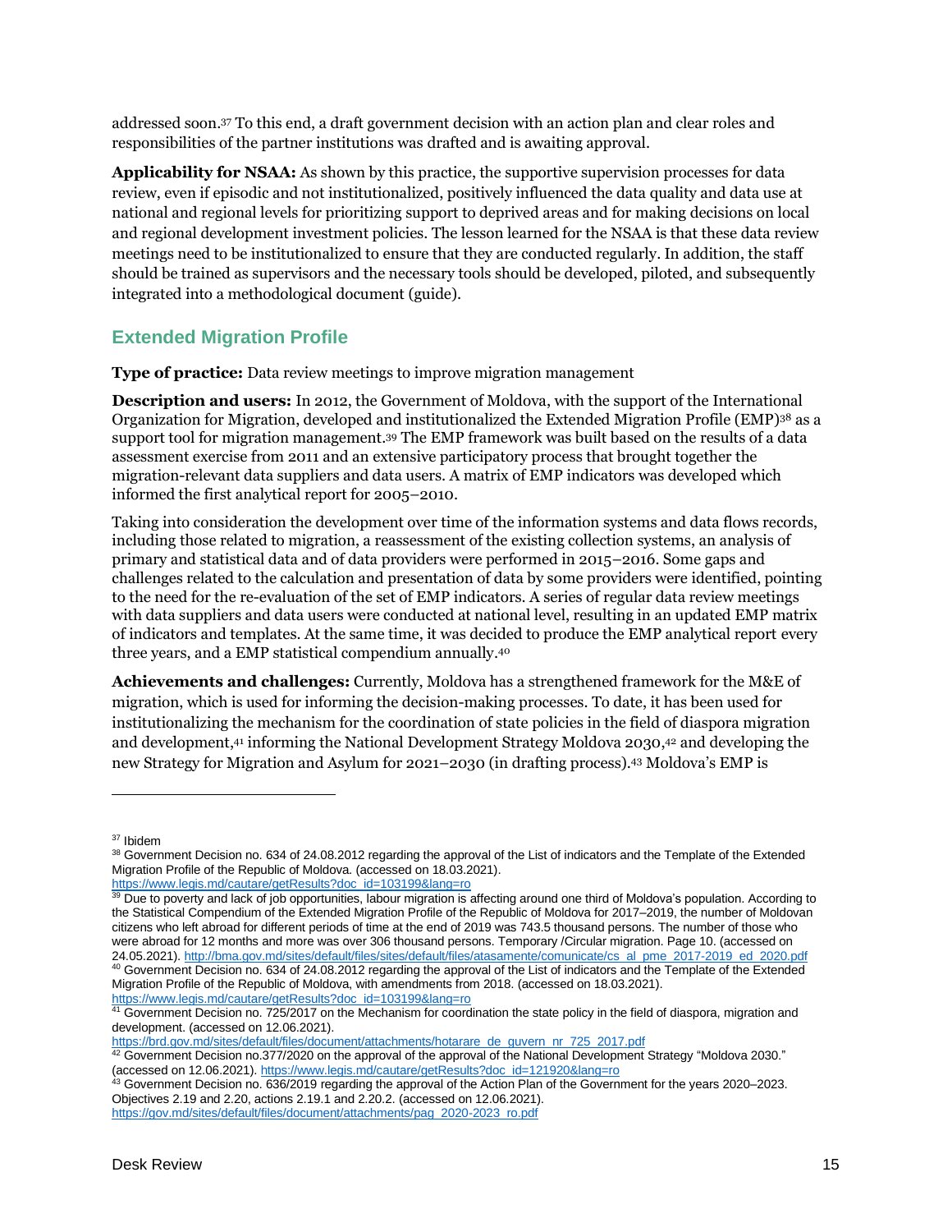addressed soon.[37] To this end, a draft government decision with an action plan and clear roles and responsibilities of the partner institutions was drafted and is awaiting approval.

**Applicability for NSAA:** As shown by this practice, the supportive supervision processes for data review, even if episodic and not institutionalized, positively influenced the data quality and data use at national and regional levels for prioritizing support to deprived areas and for making decisions on local and regional development investment policies. The lesson learned for the NSAA is that these data review meetings need to be institutionalized to ensure that they are conducted regularly. In addition, the staff should be trained as supervisors and the necessary tools should be developed, piloted, and subsequently integrated into a methodological document (guide).

## Extended Migration Profile

**Type of practice:** Data review meetings to improve migration management

**Description and users:** In 2012, the Government of Moldova, with the support of the International Organization for Migration, developed and institutionalized the Extended Migration Profile (EMP)[38] as a support tool for migration management.[39] The EMP framework was built based on the results of a data assessment exercise from 2011 and an extensive participatory process that brought together the migration-relevant data suppliers and data users. A matrix of EMP indicators was developed which informed the first analytical report for 2005–2010.

Taking into consideration the development over time of the information systems and data flows records, including those related to migration, a reassessment of the existing collection systems, an analysis of primary and statistical data and of data providers were performed in 2015–2016. Some gaps and challenges related to the calculation and presentation of data by some providers were identified, pointing to the need for the re-evaluation of the set of EMP indicators. A series of regular data review meetings with data suppliers and data users were conducted at national level, resulting in an updated EMP matrix of indicators and templates. At the same time, it was decided to produce the EMP analytical report every three years, and a EMP statistical compendium annually.[40]

**Achievements and challenges:** Currently, Moldova has a strengthened framework for the M&E of migration, which is used for informing the decision-making processes. To date, it has been used for institutionalizing the mechanism for the coordination of state policies in the field of diaspora migration and development,[41] informing the National Development Strategy Moldova 2030,[42] and developing the new Strategy for Migration and Asylum for 2021–2030 (in drafting process).[43] Moldova's EMP is

---

[37] Ibidem

[38] Government Decision no. 634 of 24.08.2012 regarding the approval of the List of indicators and the Template of the Extended Migration Profile of the Republic of Moldova. (accessed on 18.03.2021). https://www.legis.md/cautare/getResults?doc_id=103199&lang=ro

[39] Due to poverty and lack of job opportunities, labour migration is affecting around one third of Moldova's population. According to the Statistical Compendium of the Extended Migration Profile of the Republic of Moldova for 2017–2019, the number of Moldovan citizens who left abroad for different periods of time at the end of 2019 was 743.5 thousand persons. The number of those who were abroad for 12 months and more was over 306 thousand persons. Temporary /Circular migration. Page 10. (accessed on 24.05.2021). http://bma.gov.md/sites/default/files/sites/default/files/atasamente/comunicate/cs_al_pme_2017-2019_ed_2020.pdf

[40] Government Decision no. 634 of 24.08.2012 regarding the approval of the List of indicators and the Template of the Extended Migration Profile of the Republic of Moldova, with amendments from 2018. (accessed on 18.03.2021). https://www.legis.md/cautare/getResults?doc_id=103199&lang=ro

[41] Government Decision no. 725/2017 on the Mechanism for coordination the state policy in the field of diaspora, migration and development. (accessed on 12.06.2021). https://brd.gov.md/sites/default/files/document/attachments/hotarare_de_guvern_nr_725_2017.pdf

[42] Government Decision no.377/2020 on the approval of the approval of the National Development Strategy "Moldova 2030." (accessed on 12.06.2021). https://www.legis.md/cautare/getResults?doc_id=121920&lang=ro

[43] Government Decision no. 636/2019 regarding the approval of the Action Plan of the Government for the years 2020–2023. Objectives 2.19 and 2.20, actions 2.19.1 and 2.20.2. (accessed on 12.06.2021). https://gov.md/sites/default/files/document/attachments/pag_2020-2023_ro.pdf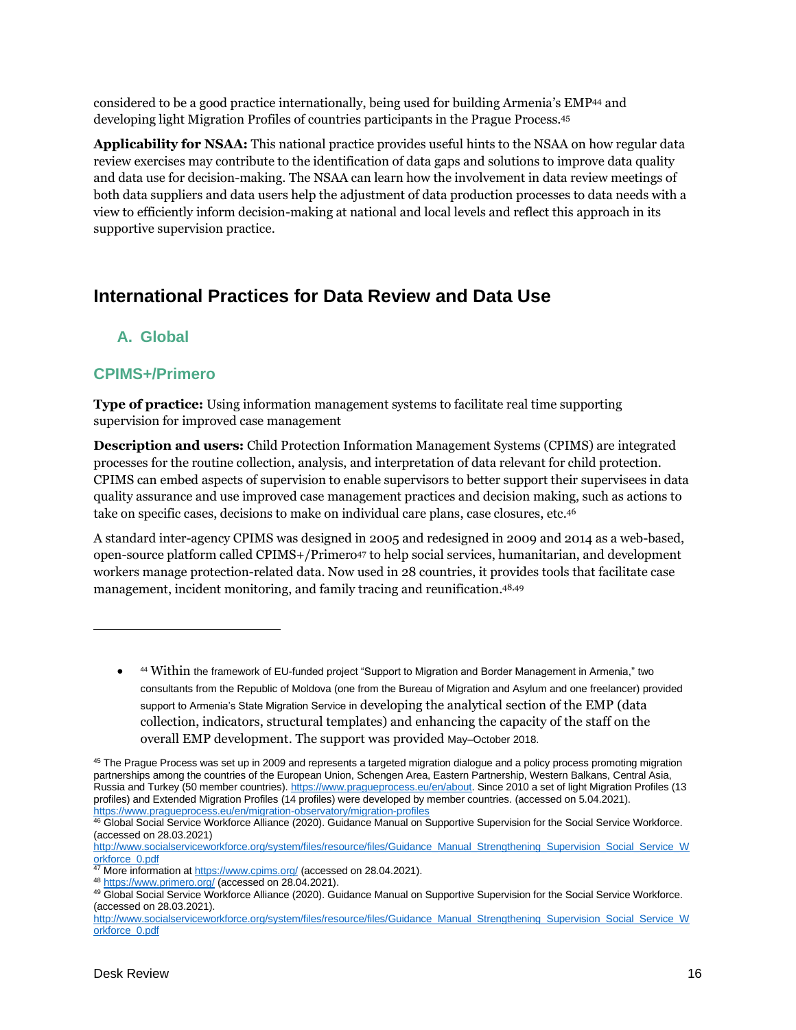considered to be a good practice internationally, being used for building Armenia's EMP[44] and developing light Migration Profiles of countries participants in the Prague Process.[45]

**Applicability for NSAA:** This national practice provides useful hints to the NSAA on how regular data review exercises may contribute to the identification of data gaps and solutions to improve data quality and data use for decision-making. The NSAA can learn how the involvement in data review meetings of both data suppliers and data users help the adjustment of data production processes to data needs with a view to efficiently inform decision-making at national and local levels and reflect this approach in its supportive supervision practice.

## International Practices for Data Review and Data Use

### A. Global

### CPIMS+/Primero

**Type of practice:** Using information management systems to facilitate real time supporting supervision for improved case management

**Description and users:** Child Protection Information Management Systems (CPIMS) are integrated processes for the routine collection, analysis, and interpretation of data relevant for child protection. CPIMS can embed aspects of supervision to enable supervisors to better support their supervisees in data quality assurance and use improved case management practices and decision making, such as actions to take on specific cases, decisions to make on individual care plans, case closures, etc.[46]

A standard inter-agency CPIMS was designed in 2005 and redesigned in 2009 and 2014 as a web-based, open-source platform called CPIMS+/Primero[47] to help social services, humanitarian, and development workers manage protection-related data. Now used in 28 countries, it provides tools that facilitate case management, incident monitoring, and family tracing and reunification.[48,49]

---

- [44] Within the framework of EU-funded project "Support to Migration and Border Management in Armenia," two consultants from the Republic of Moldova (one from the Bureau of Migration and Asylum and one freelancer) provided support to Armenia's State Migration Service in developing the analytical section of the EMP (data collection, indicators, structural templates) and enhancing the capacity of the staff on the overall EMP development. The support was provided May–October 2018.

[45] The Prague Process was set up in 2009 and represents a targeted migration dialogue and a policy process promoting migration partnerships among the countries of the European Union, Schengen Area, Eastern Partnership, Western Balkans, Central Asia, Russia and Turkey (50 member countries). https://www.pragueprocess.eu/en/about. Since 2010 a set of light Migration Profiles (13 profiles) and Extended Migration Profiles (14 profiles) were developed by member countries. (accessed on 5.04.2021). https://www.pragueprocess.eu/en/migration-observatory/migration-profiles

[46] Global Social Service Workforce Alliance (2020). Guidance Manual on Supportive Supervision for the Social Service Workforce. (accessed on 28.03.2021) http://www.socialserviceworkforce.org/system/files/resource/files/Guidance_Manual_Strengthening_Supervision_Social_Service_Workforce_0.pdf

[47] More information at https://www.cpims.org/ (accessed on 28.04.2021).

[48] https://www.primero.org/ (accessed on 28.04.2021).

[49] Global Social Service Workforce Alliance (2020). Guidance Manual on Supportive Supervision for the Social Service Workforce. (accessed on 28.03.2021). http://www.socialserviceworkforce.org/system/files/resource/files/Guidance_Manual_Strengthening_Supervision_Social_Service_Workforce_0.pdf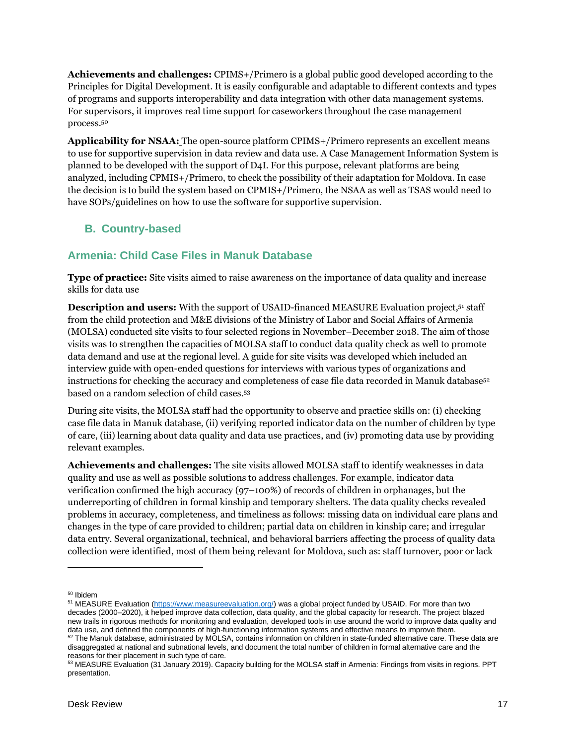**Achievements and challenges:** CPIMS+/Primero is a global public good developed according to the Principles for Digital Development. It is easily configurable and adaptable to different contexts and types of programs and supports interoperability and data integration with other data management systems. For supervisors, it improves real time support for caseworkers throughout the case management process.[50]

**Applicability for NSAA:** The open-source platform CPIMS+/Primero represents an excellent means to use for supportive supervision in data review and data use. A Case Management Information System is planned to be developed with the support of D4I. For this purpose, relevant platforms are being analyzed, including CPMIS+/Primero, to check the possibility of their adaptation for Moldova. In case the decision is to build the system based on CPMIS+/Primero, the NSAA as well as TSAS would need to have SOPs/guidelines on how to use the software for supportive supervision.

## B. Country-based

### Armenia: Child Case Files in Manuk Database

**Type of practice:** Site visits aimed to raise awareness on the importance of data quality and increase skills for data use

**Description and users:** With the support of USAID-financed MEASURE Evaluation project,[51] staff from the child protection and M&E divisions of the Ministry of Labor and Social Affairs of Armenia (MOLSA) conducted site visits to four selected regions in November–December 2018. The aim of those visits was to strengthen the capacities of MOLSA staff to conduct data quality check as well to promote data demand and use at the regional level. A guide for site visits was developed which included an interview guide with open-ended questions for interviews with various types of organizations and instructions for checking the accuracy and completeness of case file data recorded in Manuk database[52] based on a random selection of child cases.[53]

During site visits, the MOLSA staff had the opportunity to observe and practice skills on: (i) checking case file data in Manuk database, (ii) verifying reported indicator data on the number of children by type of care, (iii) learning about data quality and data use practices, and (iv) promoting data use by providing relevant examples.

**Achievements and challenges:** The site visits allowed MOLSA staff to identify weaknesses in data quality and use as well as possible solutions to address challenges. For example, indicator data verification confirmed the high accuracy (97–100%) of records of children in orphanages, but the underreporting of children in formal kinship and temporary shelters. The data quality checks revealed problems in accuracy, completeness, and timeliness as follows: missing data on individual care plans and changes in the type of care provided to children; partial data on children in kinship care; and irregular data entry. Several organizational, technical, and behavioral barriers affecting the process of quality data collection were identified, most of them being relevant for Moldova, such as: staff turnover, poor or lack

---

[50] Ibidem

[51] MEASURE Evaluation (https://www.measureevaluation.org/) was a global project funded by USAID. For more than two decades (2000–2020), it helped improve data collection, data quality, and the global capacity for research. The project blazed new trails in rigorous methods for monitoring and evaluation, developed tools in use around the world to improve data quality and data use, and defined the components of high-functioning information systems and effective means to improve them.

[52] The Manuk database, administrated by MOLSA, contains information on children in state-funded alternative care. These data are disaggregated at national and subnational levels, and document the total number of children in formal alternative care and the reasons for their placement in such type of care.

[53] MEASURE Evaluation (31 January 2019). Capacity building for the MOLSA staff in Armenia: Findings from visits in regions. PPT presentation.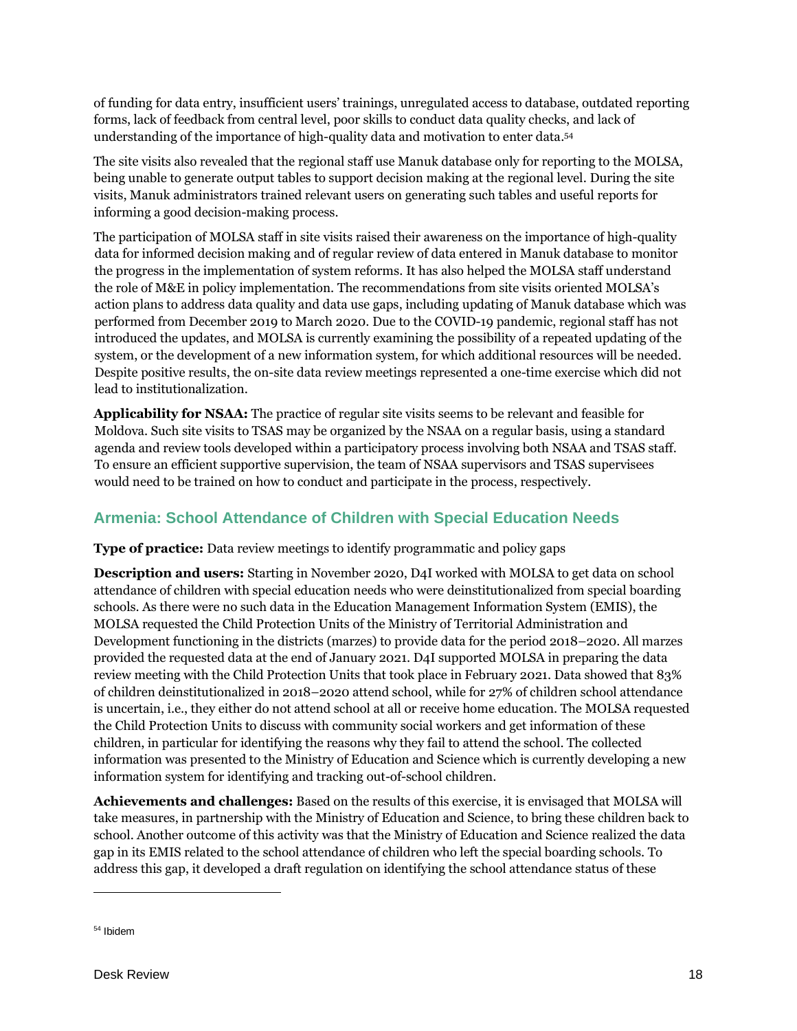of funding for data entry, insufficient users' trainings, unregulated access to database, outdated reporting forms, lack of feedback from central level, poor skills to conduct data quality checks, and lack of understanding of the importance of high-quality data and motivation to enter data.[54]

The site visits also revealed that the regional staff use Manuk database only for reporting to the MOLSA, being unable to generate output tables to support decision making at the regional level. During the site visits, Manuk administrators trained relevant users on generating such tables and useful reports for informing a good decision-making process.

The participation of MOLSA staff in site visits raised their awareness on the importance of high-quality data for informed decision making and of regular review of data entered in Manuk database to monitor the progress in the implementation of system reforms. It has also helped the MOLSA staff understand the role of M&E in policy implementation. The recommendations from site visits oriented MOLSA's action plans to address data quality and data use gaps, including updating of Manuk database which was performed from December 2019 to March 2020. Due to the COVID-19 pandemic, regional staff has not introduced the updates, and MOLSA is currently examining the possibility of a repeated updating of the system, or the development of a new information system, for which additional resources will be needed. Despite positive results, the on-site data review meetings represented a one-time exercise which did not lead to institutionalization.

**Applicability for NSAA:** The practice of regular site visits seems to be relevant and feasible for Moldova. Such site visits to TSAS may be organized by the NSAA on a regular basis, using a standard agenda and review tools developed within a participatory process involving both NSAA and TSAS staff. To ensure an efficient supportive supervision, the team of NSAA supervisors and TSAS supervisees would need to be trained on how to conduct and participate in the process, respectively.

## Armenia: School Attendance of Children with Special Education Needs

**Type of practice:** Data review meetings to identify programmatic and policy gaps

**Description and users:** Starting in November 2020, D4I worked with MOLSA to get data on school attendance of children with special education needs who were deinstitutionalized from special boarding schools. As there were no such data in the Education Management Information System (EMIS), the MOLSA requested the Child Protection Units of the Ministry of Territorial Administration and Development functioning in the districts (marzes) to provide data for the period 2018–2020. All marzes provided the requested data at the end of January 2021. D4I supported MOLSA in preparing the data review meeting with the Child Protection Units that took place in February 2021. Data showed that 83% of children deinstitutionalized in 2018–2020 attend school, while for 27% of children school attendance is uncertain, i.e., they either do not attend school at all or receive home education. The MOLSA requested the Child Protection Units to discuss with community social workers and get information of these children, in particular for identifying the reasons why they fail to attend the school. The collected information was presented to the Ministry of Education and Science which is currently developing a new information system for identifying and tracking out-of-school children.

**Achievements and challenges:** Based on the results of this exercise, it is envisaged that MOLSA will take measures, in partnership with the Ministry of Education and Science, to bring these children back to school. Another outcome of this activity was that the Ministry of Education and Science realized the data gap in its EMIS related to the school attendance of children who left the special boarding schools. To address this gap, it developed a draft regulation on identifying the school attendance status of these

---

[54] Ibidem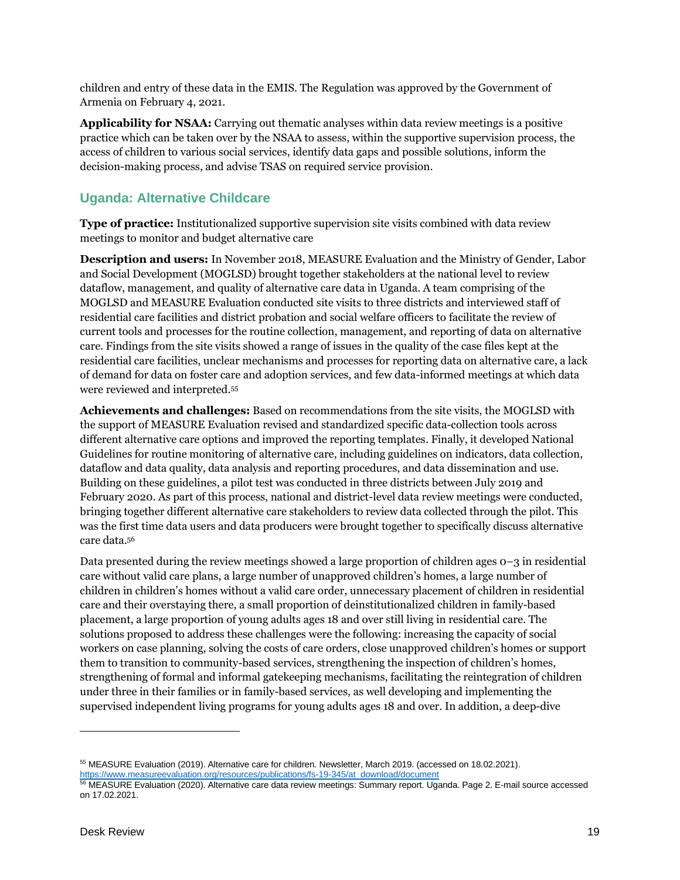children and entry of these data in the EMIS. The Regulation was approved by the Government of Armenia on February 4, 2021.

**Applicability for NSAA:** Carrying out thematic analyses within data review meetings is a positive practice which can be taken over by the NSAA to assess, within the supportive supervision process, the access of children to various social services, identify data gaps and possible solutions, inform the decision-making process, and advise TSAS on required service provision.

## Uganda: Alternative Childcare

**Type of practice:** Institutionalized supportive supervision site visits combined with data review meetings to monitor and budget alternative care

**Description and users:** In November 2018, MEASURE Evaluation and the Ministry of Gender, Labor and Social Development (MOGLSD) brought together stakeholders at the national level to review dataflow, management, and quality of alternative care data in Uganda. A team comprising of the MOGLSD and MEASURE Evaluation conducted site visits to three districts and interviewed staff of residential care facilities and district probation and social welfare officers to facilitate the review of current tools and processes for the routine collection, management, and reporting of data on alternative care. Findings from the site visits showed a range of issues in the quality of the case files kept at the residential care facilities, unclear mechanisms and processes for reporting data on alternative care, a lack of demand for data on foster care and adoption services, and few data-informed meetings at which data were reviewed and interpreted.[55]

**Achievements and challenges:** Based on recommendations from the site visits, the MOGLSD with the support of MEASURE Evaluation revised and standardized specific data-collection tools across different alternative care options and improved the reporting templates. Finally, it developed National Guidelines for routine monitoring of alternative care, including guidelines on indicators, data collection, dataflow and data quality, data analysis and reporting procedures, and data dissemination and use. Building on these guidelines, a pilot test was conducted in three districts between July 2019 and February 2020. As part of this process, national and district-level data review meetings were conducted, bringing together different alternative care stakeholders to review data collected through the pilot. This was the first time data users and data producers were brought together to specifically discuss alternative care data.[56]

Data presented during the review meetings showed a large proportion of children ages 0–3 in residential care without valid care plans, a large number of unapproved children's homes, a large number of children in children's homes without a valid care order, unnecessary placement of children in residential care and their overstaying there, a small proportion of deinstitutionalized children in family-based placement, a large proportion of young adults ages 18 and over still living in residential care. The solutions proposed to address these challenges were the following: increasing the capacity of social workers on case planning, solving the costs of care orders, close unapproved children's homes or support them to transition to community-based services, strengthening the inspection of children's homes, strengthening of formal and informal gatekeeping mechanisms, facilitating the reintegration of children under three in their families or in family-based services, as well developing and implementing the supervised independent living programs for young adults ages 18 and over. In addition, a deep-dive

---

[55] MEASURE Evaluation (2019). Alternative care for children. Newsletter, March 2019. (accessed on 18.02.2021). https://www.measureevaluation.org/resources/publications/fs-19-345/at_download/document

[56] MEASURE Evaluation (2020). Alternative care data review meetings: Summary report. Uganda. Page 2. E-mail source accessed on 17.02.2021.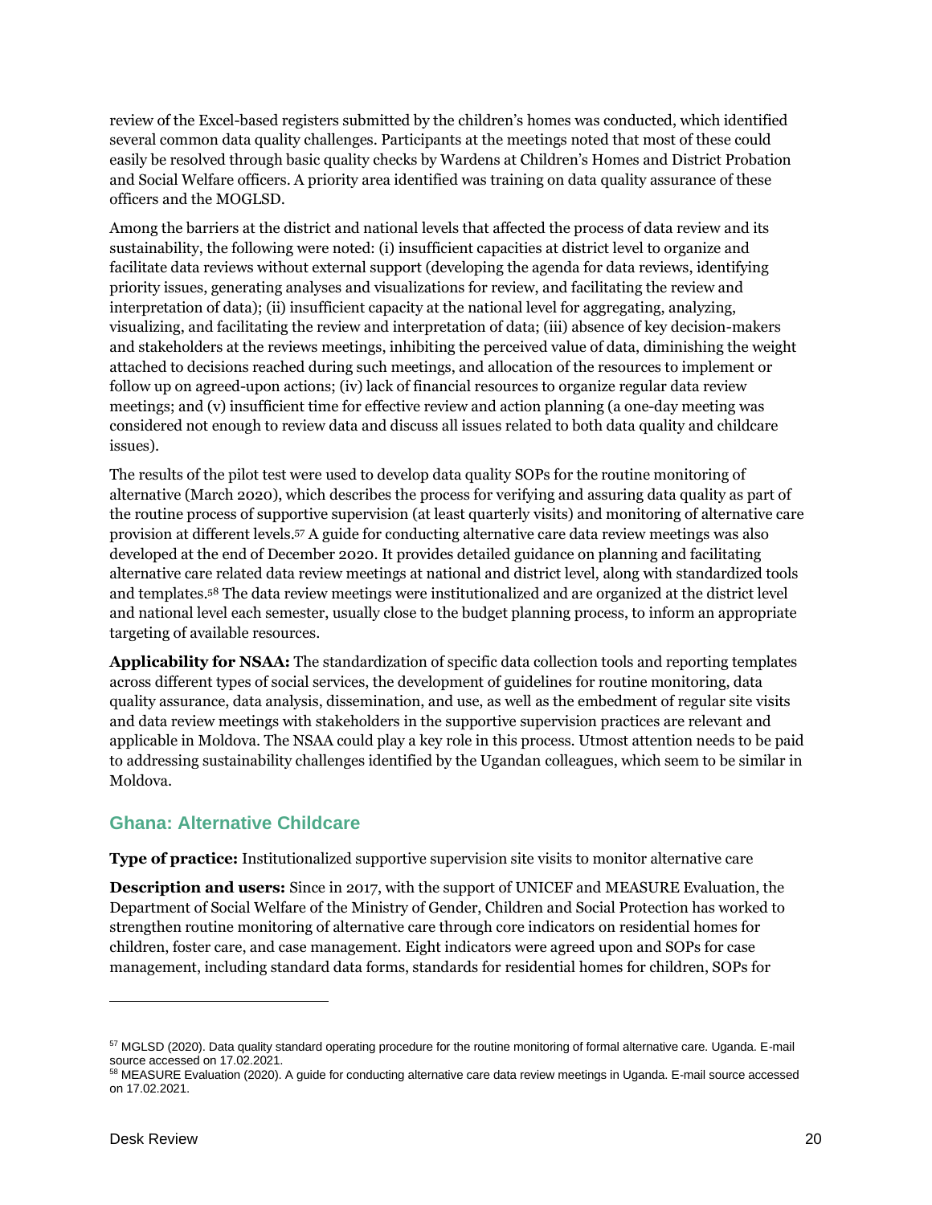review of the Excel-based registers submitted by the children's homes was conducted, which identified several common data quality challenges. Participants at the meetings noted that most of these could easily be resolved through basic quality checks by Wardens at Children's Homes and District Probation and Social Welfare officers. A priority area identified was training on data quality assurance of these officers and the MOGLSD.

Among the barriers at the district and national levels that affected the process of data review and its sustainability, the following were noted: (i) insufficient capacities at district level to organize and facilitate data reviews without external support (developing the agenda for data reviews, identifying priority issues, generating analyses and visualizations for review, and facilitating the review and interpretation of data); (ii) insufficient capacity at the national level for aggregating, analyzing, visualizing, and facilitating the review and interpretation of data; (iii) absence of key decision-makers and stakeholders at the reviews meetings, inhibiting the perceived value of data, diminishing the weight attached to decisions reached during such meetings, and allocation of the resources to implement or follow up on agreed-upon actions; (iv) lack of financial resources to organize regular data review meetings; and (v) insufficient time for effective review and action planning (a one-day meeting was considered not enough to review data and discuss all issues related to both data quality and childcare issues).

The results of the pilot test were used to develop data quality SOPs for the routine monitoring of alternative (March 2020), which describes the process for verifying and assuring data quality as part of the routine process of supportive supervision (at least quarterly visits) and monitoring of alternative care provision at different levels.[57] A guide for conducting alternative care data review meetings was also developed at the end of December 2020. It provides detailed guidance on planning and facilitating alternative care related data review meetings at national and district level, along with standardized tools and templates.[58] The data review meetings were institutionalized and are organized at the district level and national level each semester, usually close to the budget planning process, to inform an appropriate targeting of available resources.

**Applicability for NSAA:** The standardization of specific data collection tools and reporting templates across different types of social services, the development of guidelines for routine monitoring, data quality assurance, data analysis, dissemination, and use, as well as the embedment of regular site visits and data review meetings with stakeholders in the supportive supervision practices are relevant and applicable in Moldova. The NSAA could play a key role in this process. Utmost attention needs to be paid to addressing sustainability challenges identified by the Ugandan colleagues, which seem to be similar in Moldova.

### Ghana: Alternative Childcare

**Type of practice:** Institutionalized supportive supervision site visits to monitor alternative care

**Description and users:** Since in 2017, with the support of UNICEF and MEASURE Evaluation, the Department of Social Welfare of the Ministry of Gender, Children and Social Protection has worked to strengthen routine monitoring of alternative care through core indicators on residential homes for children, foster care, and case management. Eight indicators were agreed upon and SOPs for case management, including standard data forms, standards for residential homes for children, SOPs for

[57] MGLSD (2020). Data quality standard operating procedure for the routine monitoring of formal alternative care. Uganda. E-mail source accessed on 17.02.2021.

[58] MEASURE Evaluation (2020). A guide for conducting alternative care data review meetings in Uganda. E-mail source accessed on 17.02.2021.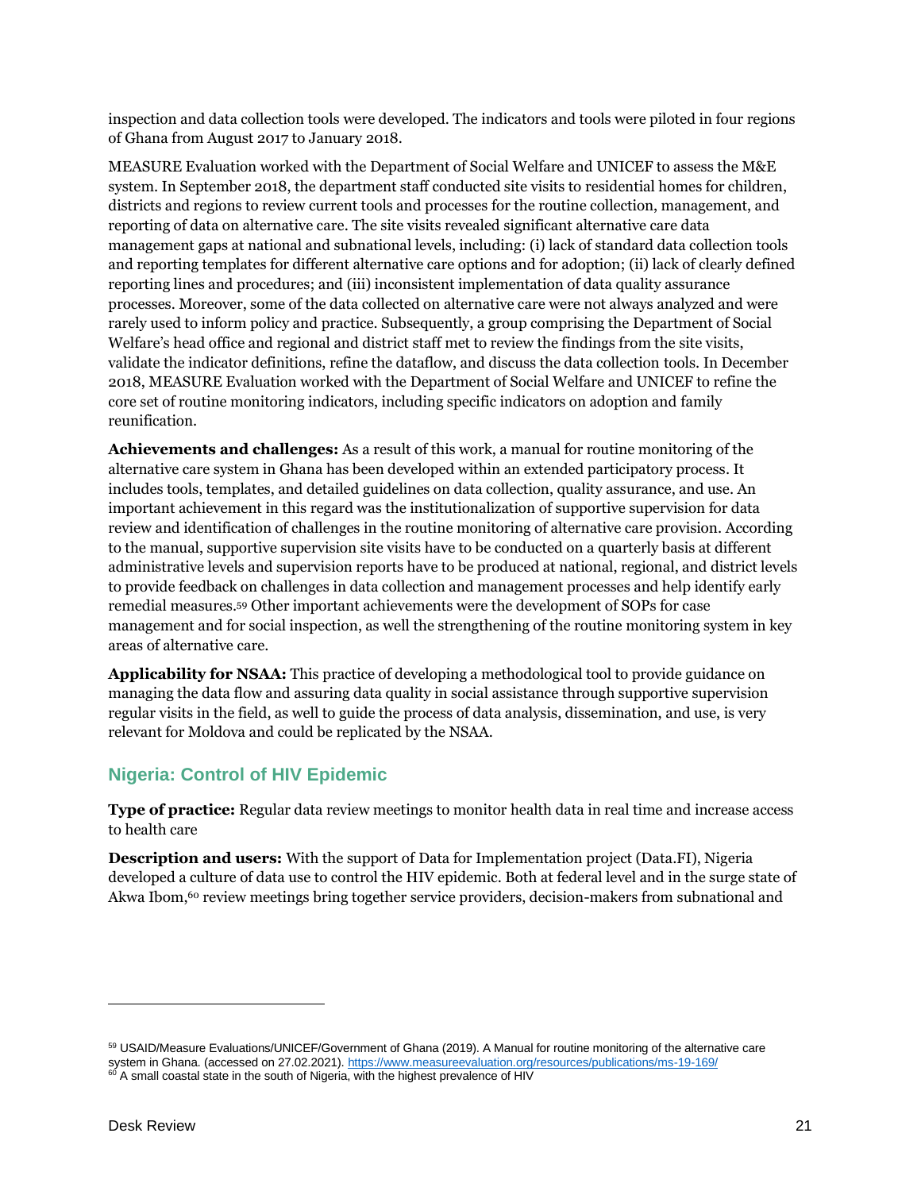inspection and data collection tools were developed. The indicators and tools were piloted in four regions of Ghana from August 2017 to January 2018.

MEASURE Evaluation worked with the Department of Social Welfare and UNICEF to assess the M&E system. In September 2018, the department staff conducted site visits to residential homes for children, districts and regions to review current tools and processes for the routine collection, management, and reporting of data on alternative care. The site visits revealed significant alternative care data management gaps at national and subnational levels, including: (i) lack of standard data collection tools and reporting templates for different alternative care options and for adoption; (ii) lack of clearly defined reporting lines and procedures; and (iii) inconsistent implementation of data quality assurance processes. Moreover, some of the data collected on alternative care were not always analyzed and were rarely used to inform policy and practice. Subsequently, a group comprising the Department of Social Welfare's head office and regional and district staff met to review the findings from the site visits, validate the indicator definitions, refine the dataflow, and discuss the data collection tools. In December 2018, MEASURE Evaluation worked with the Department of Social Welfare and UNICEF to refine the core set of routine monitoring indicators, including specific indicators on adoption and family reunification.

**Achievements and challenges:** As a result of this work, a manual for routine monitoring of the alternative care system in Ghana has been developed within an extended participatory process. It includes tools, templates, and detailed guidelines on data collection, quality assurance, and use. An important achievement in this regard was the institutionalization of supportive supervision for data review and identification of challenges in the routine monitoring of alternative care provision. According to the manual, supportive supervision site visits have to be conducted on a quarterly basis at different administrative levels and supervision reports have to be produced at national, regional, and district levels to provide feedback on challenges in data collection and management processes and help identify early remedial measures.[59] Other important achievements were the development of SOPs for case management and for social inspection, as well the strengthening of the routine monitoring system in key areas of alternative care.

**Applicability for NSAA:** This practice of developing a methodological tool to provide guidance on managing the data flow and assuring data quality in social assistance through supportive supervision regular visits in the field, as well to guide the process of data analysis, dissemination, and use, is very relevant for Moldova and could be replicated by the NSAA.

## Nigeria: Control of HIV Epidemic

**Type of practice:** Regular data review meetings to monitor health data in real time and increase access to health care

**Description and users:** With the support of Data for Implementation project (Data.FI), Nigeria developed a culture of data use to control the HIV epidemic. Both at federal level and in the surge state of Akwa Ibom,[60] review meetings bring together service providers, decision-makers from subnational and

---

[59] USAID/Measure Evaluations/UNICEF/Government of Ghana (2019). A Manual for routine monitoring of the alternative care system in Ghana. (accessed on 27.02.2021). https://www.measureevaluation.org/resources/publications/ms-19-169/

[60] A small coastal state in the south of Nigeria, with the highest prevalence of HIV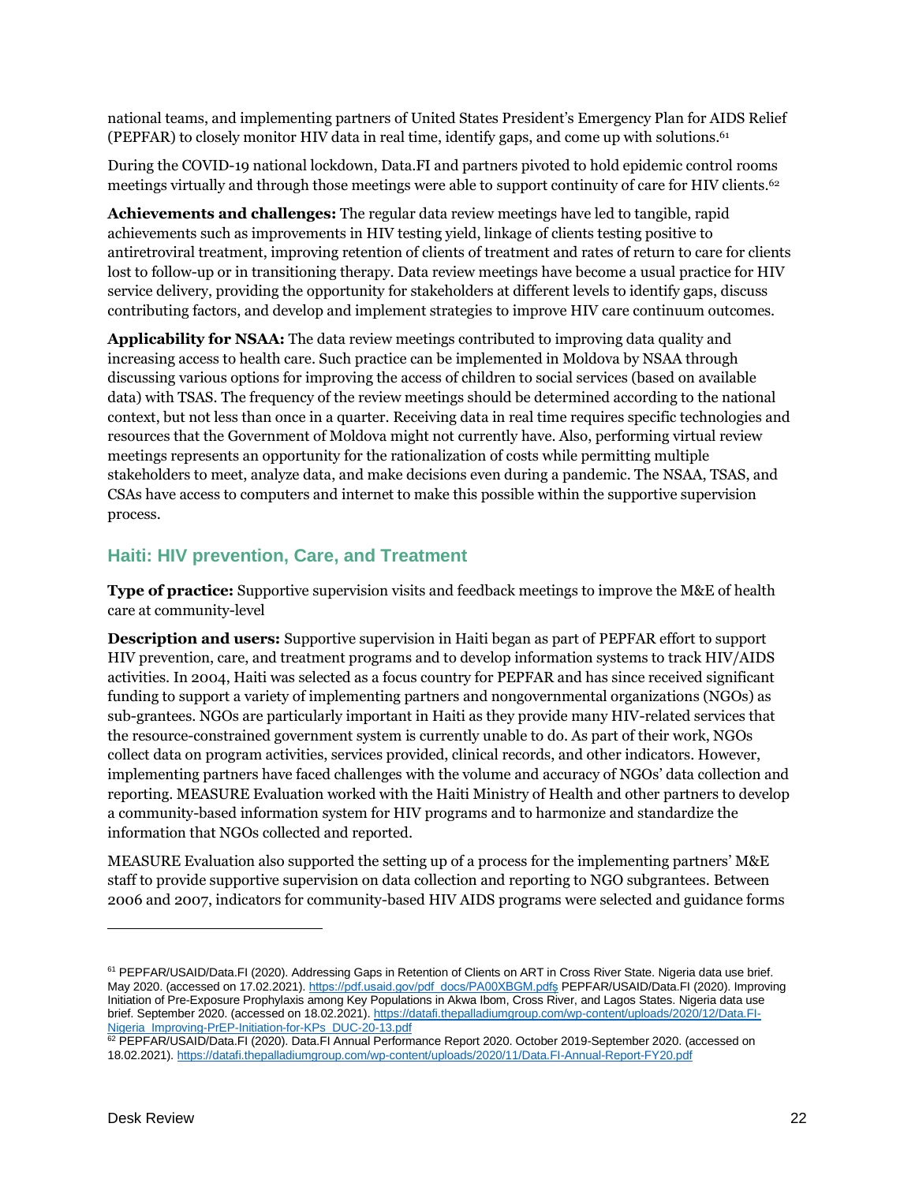national teams, and implementing partners of United States President's Emergency Plan for AIDS Relief (PEPFAR) to closely monitor HIV data in real time, identify gaps, and come up with solutions.[61]

During the COVID-19 national lockdown, Data.FI and partners pivoted to hold epidemic control rooms meetings virtually and through those meetings were able to support continuity of care for HIV clients.[62]

**Achievements and challenges:** The regular data review meetings have led to tangible, rapid achievements such as improvements in HIV testing yield, linkage of clients testing positive to antiretroviral treatment, improving retention of clients of treatment and rates of return to care for clients lost to follow-up or in transitioning therapy. Data review meetings have become a usual practice for HIV service delivery, providing the opportunity for stakeholders at different levels to identify gaps, discuss contributing factors, and develop and implement strategies to improve HIV care continuum outcomes.

**Applicability for NSAA:** The data review meetings contributed to improving data quality and increasing access to health care. Such practice can be implemented in Moldova by NSAA through discussing various options for improving the access of children to social services (based on available data) with TSAS. The frequency of the review meetings should be determined according to the national context, but not less than once in a quarter. Receiving data in real time requires specific technologies and resources that the Government of Moldova might not currently have. Also, performing virtual review meetings represents an opportunity for the rationalization of costs while permitting multiple stakeholders to meet, analyze data, and make decisions even during a pandemic. The NSAA, TSAS, and CSAs have access to computers and internet to make this possible within the supportive supervision process.

## Haiti: HIV prevention, Care, and Treatment

**Type of practice:** Supportive supervision visits and feedback meetings to improve the M&E of health care at community-level

**Description and users:** Supportive supervision in Haiti began as part of PEPFAR effort to support HIV prevention, care, and treatment programs and to develop information systems to track HIV/AIDS activities. In 2004, Haiti was selected as a focus country for PEPFAR and has since received significant funding to support a variety of implementing partners and nongovernmental organizations (NGOs) as sub-grantees. NGOs are particularly important in Haiti as they provide many HIV-related services that the resource-constrained government system is currently unable to do. As part of their work, NGOs collect data on program activities, services provided, clinical records, and other indicators. However, implementing partners have faced challenges with the volume and accuracy of NGOs' data collection and reporting. MEASURE Evaluation worked with the Haiti Ministry of Health and other partners to develop a community-based information system for HIV programs and to harmonize and standardize the information that NGOs collected and reported.

MEASURE Evaluation also supported the setting up of a process for the implementing partners' M&E staff to provide supportive supervision on data collection and reporting to NGO subgrantees. Between 2006 and 2007, indicators for community-based HIV AIDS programs were selected and guidance forms

---

[61] PEPFAR/USAID/Data.FI (2020). Addressing Gaps in Retention of Clients on ART in Cross River State. Nigeria data use brief. May 2020. (accessed on 17.02.2021). https://pdf.usaid.gov/pdf_docs/PA00XBGM.pdfs PEPFAR/USAID/Data.FI (2020). Improving Initiation of Pre-Exposure Prophylaxis among Key Populations in Akwa Ibom, Cross River, and Lagos States. Nigeria data use brief. September 2020. (accessed on 18.02.2021). https://datafi.thepalladiumgroup.com/wp-content/uploads/2020/12/Data.FI-Nigeria_Improving-PrEP-Initiation-for-KPs_DUC-20-13.pdf

[62] PEPFAR/USAID/Data.FI (2020). Data.FI Annual Performance Report 2020. October 2019-September 2020. (accessed on 18.02.2021). https://datafi.thepalladiumgroup.com/wp-content/uploads/2020/11/Data.FI-Annual-Report-FY20.pdf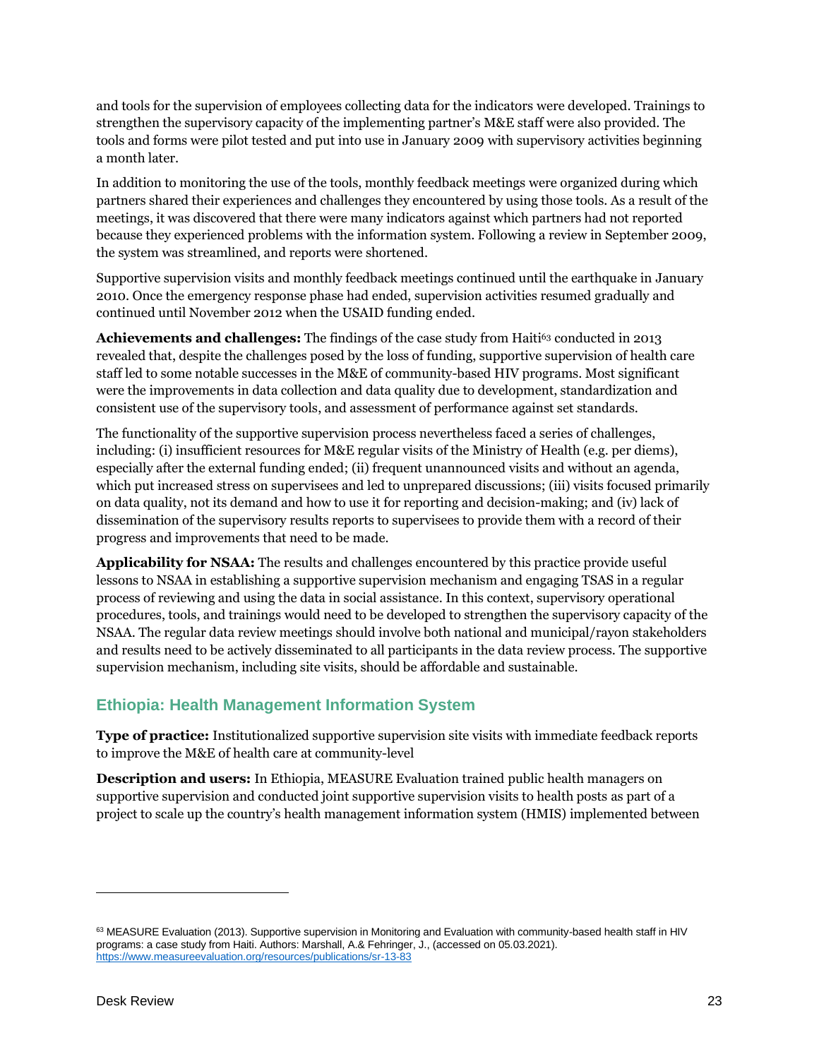and tools for the supervision of employees collecting data for the indicators were developed. Trainings to strengthen the supervisory capacity of the implementing partner's M&E staff were also provided. The tools and forms were pilot tested and put into use in January 2009 with supervisory activities beginning a month later.

In addition to monitoring the use of the tools, monthly feedback meetings were organized during which partners shared their experiences and challenges they encountered by using those tools. As a result of the meetings, it was discovered that there were many indicators against which partners had not reported because they experienced problems with the information system. Following a review in September 2009, the system was streamlined, and reports were shortened.

Supportive supervision visits and monthly feedback meetings continued until the earthquake in January 2010. Once the emergency response phase had ended, supervision activities resumed gradually and continued until November 2012 when the USAID funding ended.

**Achievements and challenges:** The findings of the case study from Haiti[63] conducted in 2013 revealed that, despite the challenges posed by the loss of funding, supportive supervision of health care staff led to some notable successes in the M&E of community-based HIV programs. Most significant were the improvements in data collection and data quality due to development, standardization and consistent use of the supervisory tools, and assessment of performance against set standards.

The functionality of the supportive supervision process nevertheless faced a series of challenges, including: (i) insufficient resources for M&E regular visits of the Ministry of Health (e.g. per diems), especially after the external funding ended; (ii) frequent unannounced visits and without an agenda, which put increased stress on supervisees and led to unprepared discussions; (iii) visits focused primarily on data quality, not its demand and how to use it for reporting and decision-making; and (iv) lack of dissemination of the supervisory results reports to supervisees to provide them with a record of their progress and improvements that need to be made.

**Applicability for NSAA:** The results and challenges encountered by this practice provide useful lessons to NSAA in establishing a supportive supervision mechanism and engaging TSAS in a regular process of reviewing and using the data in social assistance. In this context, supervisory operational procedures, tools, and trainings would need to be developed to strengthen the supervisory capacity of the NSAA. The regular data review meetings should involve both national and municipal/rayon stakeholders and results need to be actively disseminated to all participants in the data review process. The supportive supervision mechanism, including site visits, should be affordable and sustainable.

## Ethiopia: Health Management Information System

**Type of practice:** Institutionalized supportive supervision site visits with immediate feedback reports to improve the M&E of health care at community-level

**Description and users:** In Ethiopia, MEASURE Evaluation trained public health managers on supportive supervision and conducted joint supportive supervision visits to health posts as part of a project to scale up the country's health management information system (HMIS) implemented between

---

[63] MEASURE Evaluation (2013). Supportive supervision in Monitoring and Evaluation with community-based health staff in HIV programs: a case study from Haiti. Authors: Marshall, A.& Fehringer, J., (accessed on 05.03.2021). https://www.measureevaluation.org/resources/publications/sr-13-83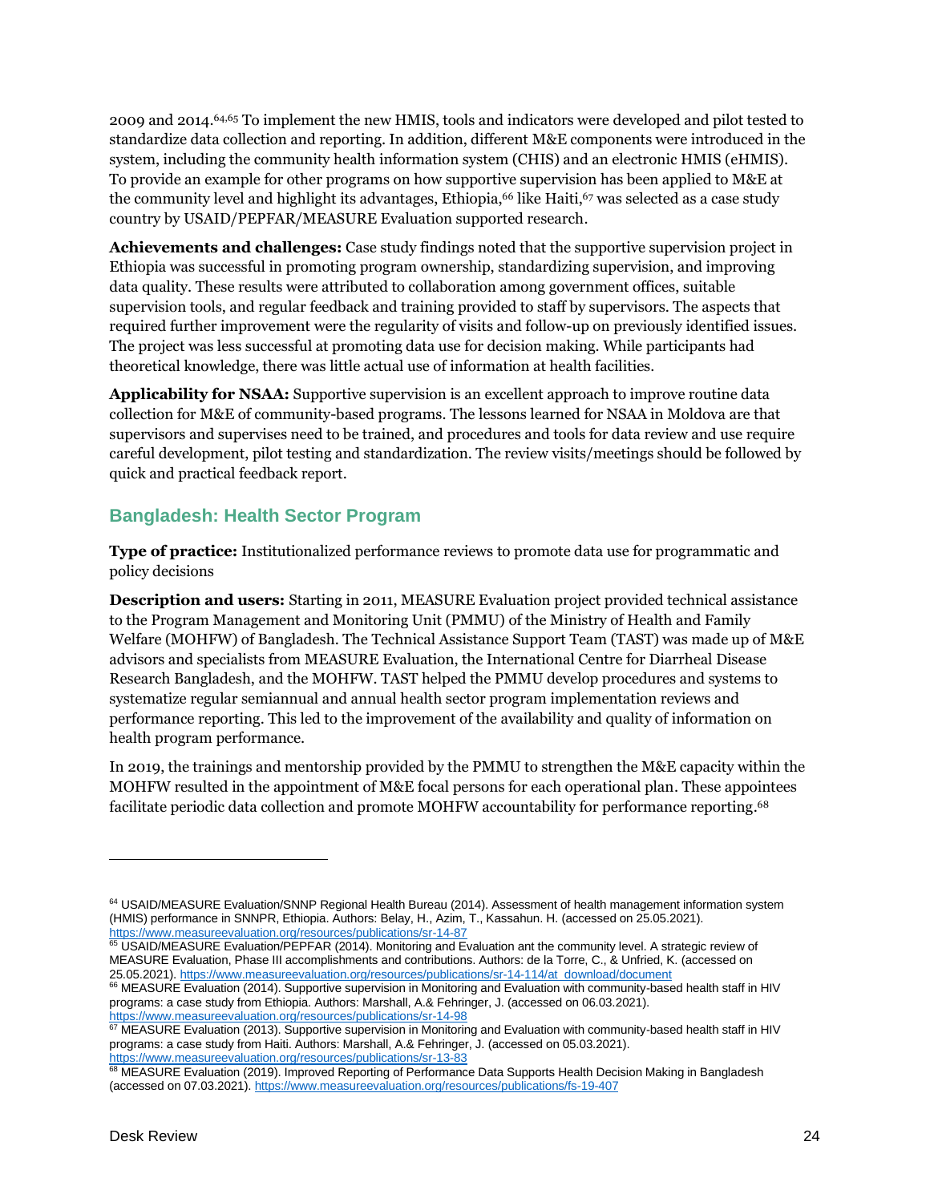2009 and 2014.[64,65] To implement the new HMIS, tools and indicators were developed and pilot tested to standardize data collection and reporting. In addition, different M&E components were introduced in the system, including the community health information system (CHIS) and an electronic HMIS (eHMIS). To provide an example for other programs on how supportive supervision has been applied to M&E at the community level and highlight its advantages, Ethiopia,[66] like Haiti,[67] was selected as a case study country by USAID/PEPFAR/MEASURE Evaluation supported research.

**Achievements and challenges:** Case study findings noted that the supportive supervision project in Ethiopia was successful in promoting program ownership, standardizing supervision, and improving data quality. These results were attributed to collaboration among government offices, suitable supervision tools, and regular feedback and training provided to staff by supervisors. The aspects that required further improvement were the regularity of visits and follow-up on previously identified issues. The project was less successful at promoting data use for decision making. While participants had theoretical knowledge, there was little actual use of information at health facilities.

**Applicability for NSAA:** Supportive supervision is an excellent approach to improve routine data collection for M&E of community-based programs. The lessons learned for NSAA in Moldova are that supervisors and supervises need to be trained, and procedures and tools for data review and use require careful development, pilot testing and standardization. The review visits/meetings should be followed by quick and practical feedback report.

## Bangladesh: Health Sector Program

**Type of practice:** Institutionalized performance reviews to promote data use for programmatic and policy decisions

**Description and users:** Starting in 2011, MEASURE Evaluation project provided technical assistance to the Program Management and Monitoring Unit (PMMU) of the Ministry of Health and Family Welfare (MOHFW) of Bangladesh. The Technical Assistance Support Team (TAST) was made up of M&E advisors and specialists from MEASURE Evaluation, the International Centre for Diarrheal Disease Research Bangladesh, and the MOHFW. TAST helped the PMMU develop procedures and systems to systematize regular semiannual and annual health sector program implementation reviews and performance reporting. This led to the improvement of the availability and quality of information on health program performance.

In 2019, the trainings and mentorship provided by the PMMU to strengthen the M&E capacity within the MOHFW resulted in the appointment of M&E focal persons for each operational plan. These appointees facilitate periodic data collection and promote MOHFW accountability for performance reporting.[68]

---

[64] USAID/MEASURE Evaluation/SNNP Regional Health Bureau (2014). Assessment of health management information system (HMIS) performance in SNNPR, Ethiopia. Authors: Belay, H., Azim, T., Kassahun. H. (accessed on 25.05.2021). https://www.measureevaluation.org/resources/publications/sr-14-87

[65] USAID/MEASURE Evaluation/PEPFAR (2014). Monitoring and Evaluation ant the community level. A strategic review of MEASURE Evaluation, Phase III accomplishments and contributions. Authors: de la Torre, C., & Unfried, K. (accessed on 25.05.2021). https://www.measureevaluation.org/resources/publications/sr-14-114/at_download/document

[66] MEASURE Evaluation (2014). Supportive supervision in Monitoring and Evaluation with community-based health staff in HIV programs: a case study from Ethiopia. Authors: Marshall, A.& Fehringer, J. (accessed on 06.03.2021). https://www.measureevaluation.org/resources/publications/sr-14-98

[67] MEASURE Evaluation (2013). Supportive supervision in Monitoring and Evaluation with community-based health staff in HIV programs: a case study from Haiti. Authors: Marshall, A.& Fehringer, J. (accessed on 05.03.2021). https://www.measureevaluation.org/resources/publications/sr-13-83

[68] MEASURE Evaluation (2019). Improved Reporting of Performance Data Supports Health Decision Making in Bangladesh (accessed on 07.03.2021). https://www.measureevaluation.org/resources/publications/fs-19-407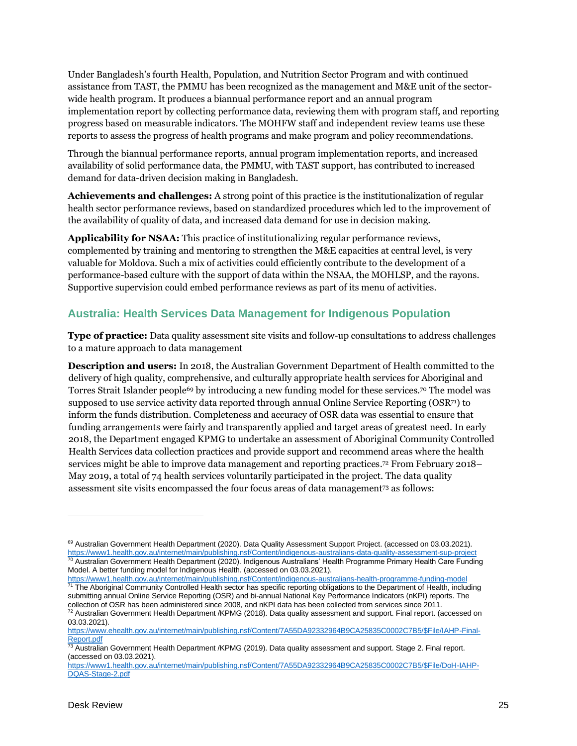Under Bangladesh's fourth Health, Population, and Nutrition Sector Program and with continued assistance from TAST, the PMMU has been recognized as the management and M&E unit of the sector-wide health program. It produces a biannual performance report and an annual program implementation report by collecting performance data, reviewing them with program staff, and reporting progress based on measurable indicators. The MOHFW staff and independent review teams use these reports to assess the progress of health programs and make program and policy recommendations.

Through the biannual performance reports, annual program implementation reports, and increased availability of solid performance data, the PMMU, with TAST support, has contributed to increased demand for data-driven decision making in Bangladesh.

**Achievements and challenges:** A strong point of this practice is the institutionalization of regular health sector performance reviews, based on standardized procedures which led to the improvement of the availability of quality of data, and increased data demand for use in decision making.

**Applicability for NSAA:** This practice of institutionalizing regular performance reviews, complemented by training and mentoring to strengthen the M&E capacities at central level, is very valuable for Moldova. Such a mix of activities could efficiently contribute to the development of a performance-based culture with the support of data within the NSAA, the MOHLSP, and the rayons. Supportive supervision could embed performance reviews as part of its menu of activities.

## Australia: Health Services Data Management for Indigenous Population

**Type of practice:** Data quality assessment site visits and follow-up consultations to address challenges to a mature approach to data management

**Description and users:** In 2018, the Australian Government Department of Health committed to the delivery of high quality, comprehensive, and culturally appropriate health services for Aboriginal and Torres Strait Islander people[69] by introducing a new funding model for these services.[70] The model was supposed to use service activity data reported through annual Online Service Reporting (OSR[71]) to inform the funds distribution. Completeness and accuracy of OSR data was essential to ensure that funding arrangements were fairly and transparently applied and target areas of greatest need. In early 2018, the Department engaged KPMG to undertake an assessment of Aboriginal Community Controlled Health Services data collection practices and provide support and recommend areas where the health services might be able to improve data management and reporting practices.[72] From February 2018–May 2019, a total of 74 health services voluntarily participated in the project. The data quality assessment site visits encompassed the four focus areas of data management[73] as follows:

---

[69] Australian Government Health Department (2020). Data Quality Assessment Support Project. (accessed on 03.03.2021). https://www1.health.gov.au/internet/main/publishing.nsf/Content/indigenous-australians-data-quality-assessment-sup-project

[70] Australian Government Health Department (2020). Indigenous Australians' Health Programme Primary Health Care Funding Model. A better funding model for Indigenous Health. (accessed on 03.03.2021). https://www1.health.gov.au/internet/main/publishing.nsf/Content/indigenous-australians-health-programme-funding-model

[71] The Aboriginal Community Controlled Health sector has specific reporting obligations to the Department of Health, including submitting annual Online Service Reporting (OSR) and bi-annual National Key Performance Indicators (nKPI) reports. The collection of OSR has been administered since 2008, and nKPI data has been collected from services since 2011.

[72] Australian Government Health Department /KPMG (2018). Data quality assessment and support. Final report. (accessed on 03.03.2021). https://www.ehealth.gov.au/internet/main/publishing.nsf/Content/7A55DA92332964B9CA25835C0002C7B5/$File/IAHP-Final-Report.pdf

[73] Australian Government Health Department /KPMG (2019). Data quality assessment and support. Stage 2. Final report. (accessed on 03.03.2021). https://www1.health.gov.au/internet/main/publishing.nsf/Content/7A55DA92332964B9CA25835C0002C7B5/$File/DoH-IAHP-DQAS-Stage-2.pdf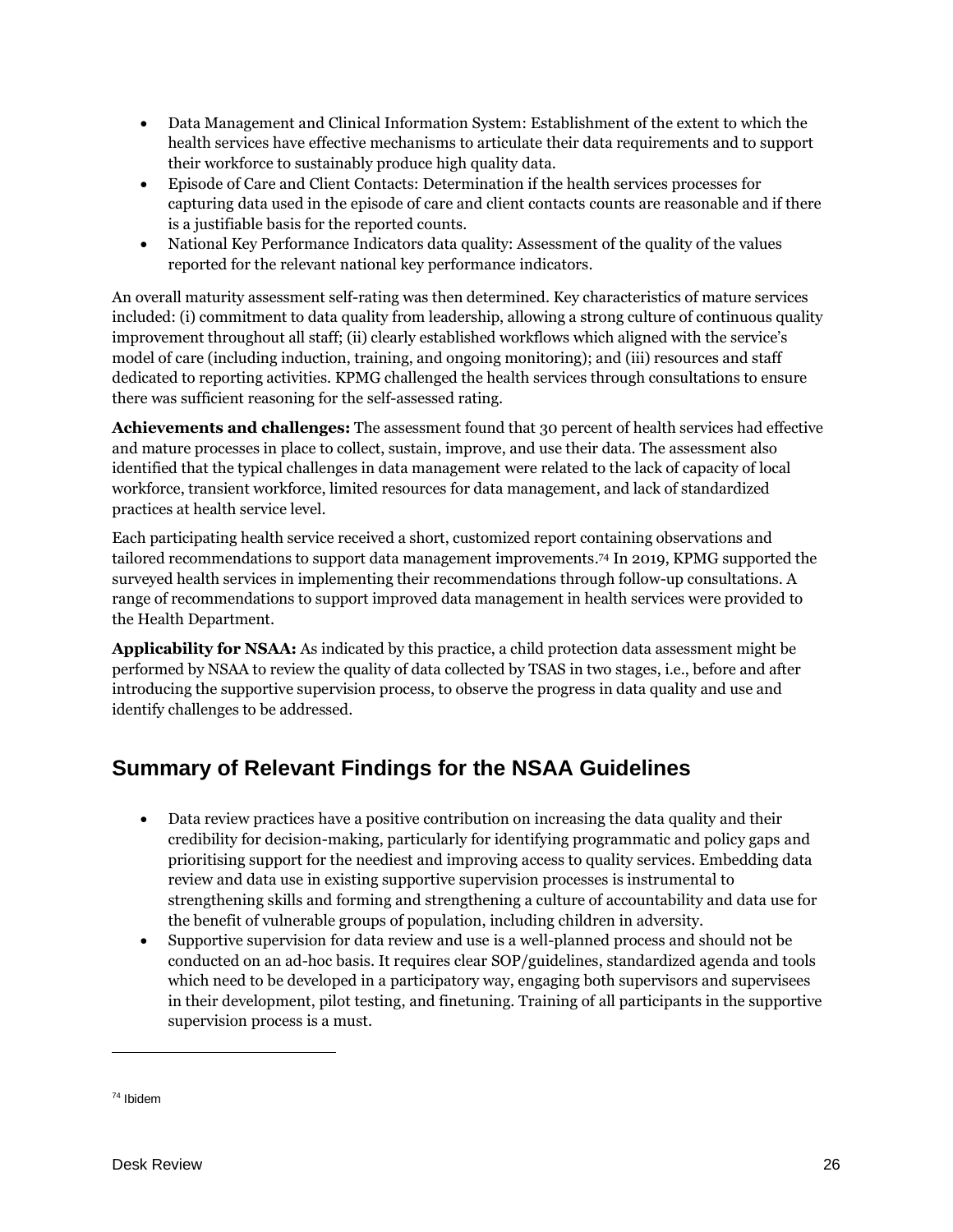- Data Management and Clinical Information System: Establishment of the extent to which the health services have effective mechanisms to articulate their data requirements and to support their workforce to sustainably produce high quality data.
- Episode of Care and Client Contacts: Determination if the health services processes for capturing data used in the episode of care and client contacts counts are reasonable and if there is a justifiable basis for the reported counts.
- National Key Performance Indicators data quality: Assessment of the quality of the values reported for the relevant national key performance indicators.

An overall maturity assessment self-rating was then determined. Key characteristics of mature services included: (i) commitment to data quality from leadership, allowing a strong culture of continuous quality improvement throughout all staff; (ii) clearly established workflows which aligned with the service's model of care (including induction, training, and ongoing monitoring); and (iii) resources and staff dedicated to reporting activities. KPMG challenged the health services through consultations to ensure there was sufficient reasoning for the self-assessed rating.

**Achievements and challenges:** The assessment found that 30 percent of health services had effective and mature processes in place to collect, sustain, improve, and use their data. The assessment also identified that the typical challenges in data management were related to the lack of capacity of local workforce, transient workforce, limited resources for data management, and lack of standardized practices at health service level.

Each participating health service received a short, customized report containing observations and tailored recommendations to support data management improvements.[74] In 2019, KPMG supported the surveyed health services in implementing their recommendations through follow-up consultations. A range of recommendations to support improved data management in health services were provided to the Health Department.

**Applicability for NSAA:** As indicated by this practice, a child protection data assessment might be performed by NSAA to review the quality of data collected by TSAS in two stages, i.e., before and after introducing the supportive supervision process, to observe the progress in data quality and use and identify challenges to be addressed.

## Summary of Relevant Findings for the NSAA Guidelines

- Data review practices have a positive contribution on increasing the data quality and their credibility for decision-making, particularly for identifying programmatic and policy gaps and prioritising support for the neediest and improving access to quality services. Embedding data review and data use in existing supportive supervision processes is instrumental to strengthening skills and forming and strengthening a culture of accountability and data use for the benefit of vulnerable groups of population, including children in adversity.
- Supportive supervision for data review and use is a well-planned process and should not be conducted on an ad-hoc basis. It requires clear SOP/guidelines, standardized agenda and tools which need to be developed in a participatory way, engaging both supervisors and supervisees in their development, pilot testing, and finetuning. Training of all participants in the supportive supervision process is a must.

[74] Ibidem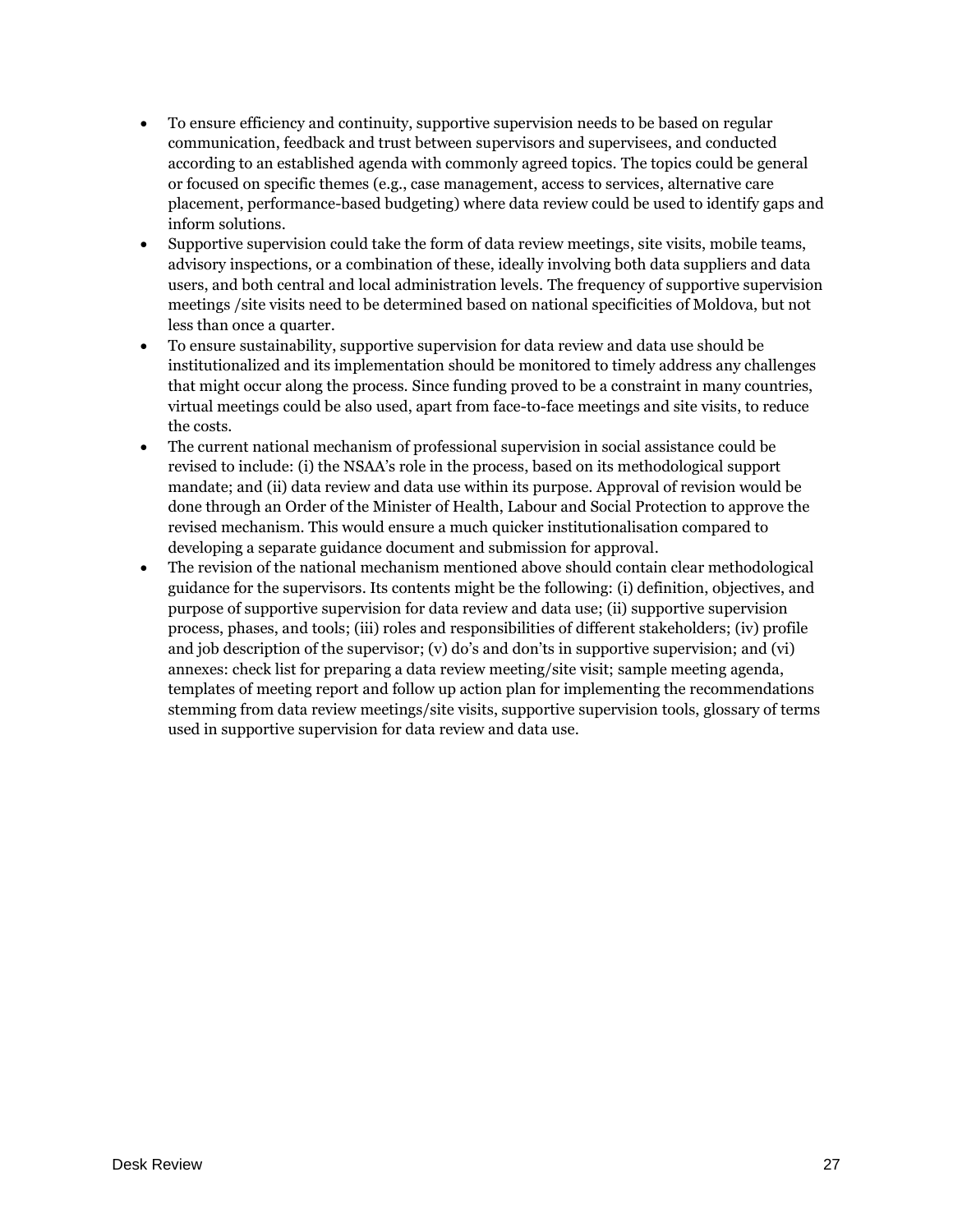- To ensure efficiency and continuity, supportive supervision needs to be based on regular communication, feedback and trust between supervisors and supervisees, and conducted according to an established agenda with commonly agreed topics. The topics could be general or focused on specific themes (e.g., case management, access to services, alternative care placement, performance-based budgeting) where data review could be used to identify gaps and inform solutions.
- Supportive supervision could take the form of data review meetings, site visits, mobile teams, advisory inspections, or a combination of these, ideally involving both data suppliers and data users, and both central and local administration levels. The frequency of supportive supervision meetings /site visits need to be determined based on national specificities of Moldova, but not less than once a quarter.
- To ensure sustainability, supportive supervision for data review and data use should be institutionalized and its implementation should be monitored to timely address any challenges that might occur along the process. Since funding proved to be a constraint in many countries, virtual meetings could be also used, apart from face-to-face meetings and site visits, to reduce the costs.
- The current national mechanism of professional supervision in social assistance could be revised to include: (i) the NSAA's role in the process, based on its methodological support mandate; and (ii) data review and data use within its purpose. Approval of revision would be done through an Order of the Minister of Health, Labour and Social Protection to approve the revised mechanism. This would ensure a much quicker institutionalisation compared to developing a separate guidance document and submission for approval.
- The revision of the national mechanism mentioned above should contain clear methodological guidance for the supervisors. Its contents might be the following: (i) definition, objectives, and purpose of supportive supervision for data review and data use; (ii) supportive supervision process, phases, and tools; (iii) roles and responsibilities of different stakeholders; (iv) profile and job description of the supervisor; (v) do's and don'ts in supportive supervision; and (vi) annexes: check list for preparing a data review meeting/site visit; sample meeting agenda, templates of meeting report and follow up action plan for implementing the recommendations stemming from data review meetings/site visits, supportive supervision tools, glossary of terms used in supportive supervision for data review and data use.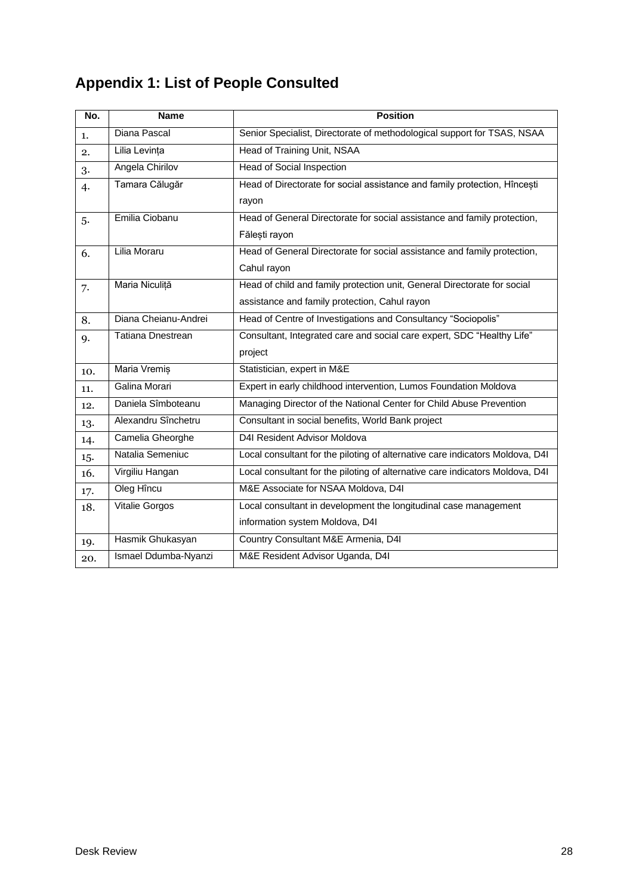## Appendix 1: List of People Consulted

| No. | Name | Position |
|---|---|---|
| 1. | Diana Pascal | Senior Specialist, Directorate of methodological support for TSAS, NSAA |
| 2. | Lilia Levința | Head of Training Unit, NSAA |
| 3. | Angela Chirilov | Head of Social Inspection |
| 4. | Tamara Călugăr | Head of Directorate for social assistance and family protection, Hîncești rayon |
| 5. | Emilia Ciobanu | Head of General Directorate for social assistance and family protection, Fălești rayon |
| 6. | Lilia Moraru | Head of General Directorate for social assistance and family protection, Cahul rayon |
| 7. | Maria Niculiță | Head of child and family protection unit, General Directorate for social assistance and family protection, Cahul rayon |
| 8. | Diana Cheianu-Andrei | Head of Centre of Investigations and Consultancy "Sociopolis" |
| 9. | Tatiana Dnestrean | Consultant, Integrated care and social care expert, SDC "Healthy Life" project |
| 10. | Maria Vremiș | Statistician, expert in M&E |
| 11. | Galina Morari | Expert in early childhood intervention, Lumos Foundation Moldova |
| 12. | Daniela Sîmboteanu | Managing Director of the National Center for Child Abuse Prevention |
| 13. | Alexandru Sînchetru | Consultant in social benefits, World Bank project |
| 14. | Camelia Gheorghe | D4I Resident Advisor Moldova |
| 15. | Natalia Semeniuc | Local consultant for the piloting of alternative care indicators Moldova, D4I |
| 16. | Virgiliu Hangan | Local consultant for the piloting of alternative care indicators Moldova, D4I |
| 17. | Oleg Hîncu | M&E Associate for NSAA Moldova, D4I |
| 18. | Vitalie Gorgos | Local consultant in development the longitudinal case management information system Moldova, D4I |
| 19. | Hasmik Ghukasyan | Country Consultant M&E Armenia, D4I |
| 20. | Ismael Ddumba-Nyanzi | M&E Resident Advisor Uganda, D4I |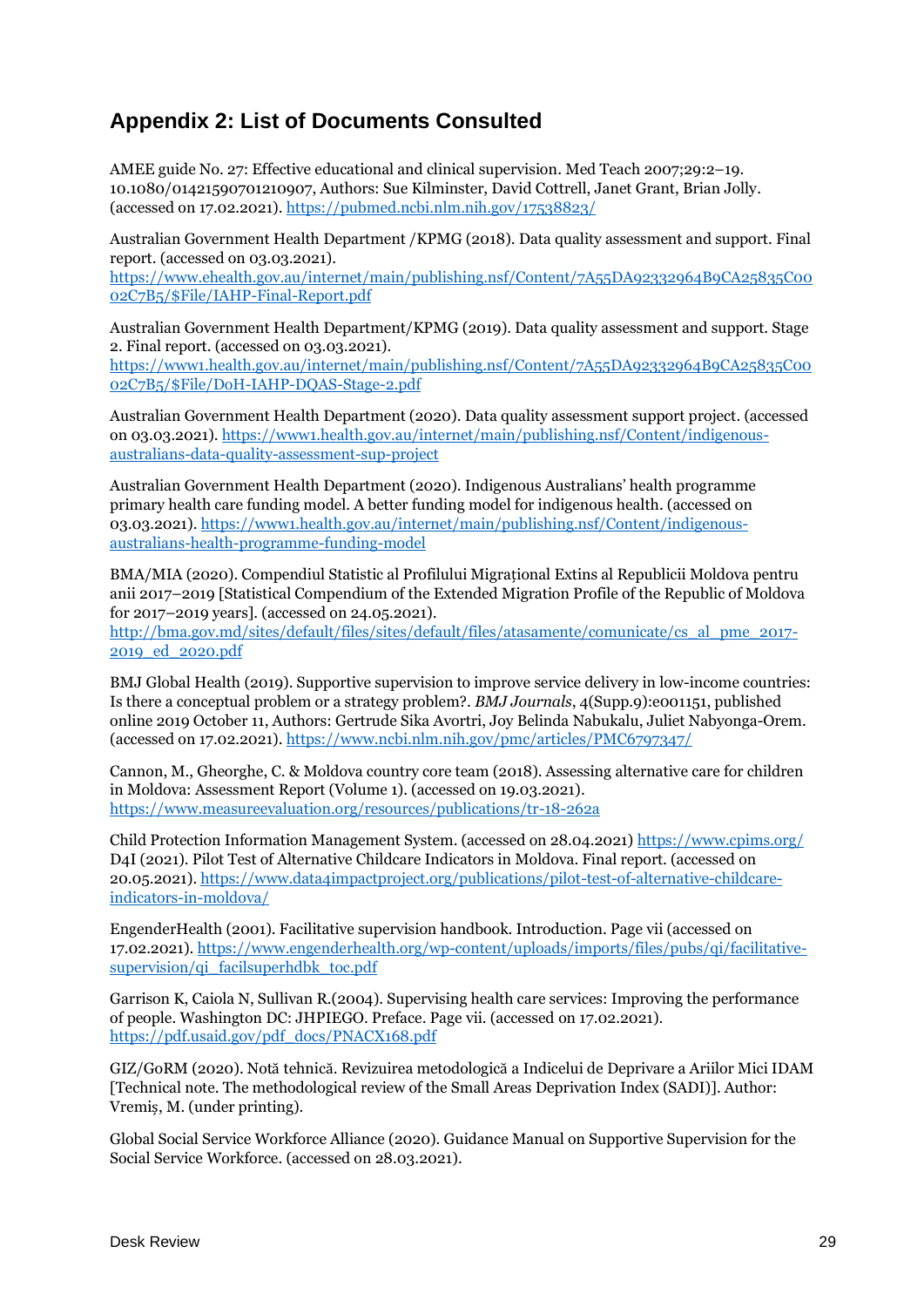## Appendix 2: List of Documents Consulted

AMEE guide No. 27: Effective educational and clinical supervision. Med Teach 2007;29:2–19. 10.1080/01421590701210907, Authors: Sue Kilminster, David Cottrell, Janet Grant, Brian Jolly. (accessed on 17.02.2021). https://pubmed.ncbi.nlm.nih.gov/17538823/

Australian Government Health Department /KPMG (2018). Data quality assessment and support. Final report. (accessed on 03.03.2021). https://www.ehealth.gov.au/internet/main/publishing.nsf/Content/7A55DA92332964B9CA25835C0002C7B5/$File/IAHP-Final-Report.pdf

Australian Government Health Department/KPMG (2019). Data quality assessment and support. Stage 2. Final report. (accessed on 03.03.2021). https://www1.health.gov.au/internet/main/publishing.nsf/Content/7A55DA92332964B9CA25835C0002C7B5/$File/DoH-IAHP-DQAS-Stage-2.pdf

Australian Government Health Department (2020). Data quality assessment support project. (accessed on 03.03.2021). https://www1.health.gov.au/internet/main/publishing.nsf/Content/indigenous-australians-data-quality-assessment-sup-project

Australian Government Health Department (2020). Indigenous Australians' health programme primary health care funding model. A better funding model for indigenous health. (accessed on 03.03.2021). https://www1.health.gov.au/internet/main/publishing.nsf/Content/indigenous-australians-health-programme-funding-model

BMA/MIA (2020). Compendiul Statistic al Profilului Migrațional Extins al Republicii Moldova pentru anii 2017–2019 [Statistical Compendium of the Extended Migration Profile of the Republic of Moldova for 2017–2019 years]. (accessed on 24.05.2021). http://bma.gov.md/sites/default/files/sites/default/files/atasamente/comunicate/cs_al_pme_2017-2019_ed_2020.pdf

BMJ Global Health (2019). Supportive supervision to improve service delivery in low-income countries: Is there a conceptual problem or a strategy problem?. *BMJ Journals*, 4(Supp.9):e001151, published online 2019 October 11, Authors: Gertrude Sika Avortri, Joy Belinda Nabukalu, Juliet Nabyonga-Orem. (accessed on 17.02.2021). https://www.ncbi.nlm.nih.gov/pmc/articles/PMC6797347/

Cannon, M., Gheorghe, C. & Moldova country core team (2018). Assessing alternative care for children in Moldova: Assessment Report (Volume 1). (accessed on 19.03.2021). https://www.measureevaluation.org/resources/publications/tr-18-262a

Child Protection Information Management System. (accessed on 28.04.2021) https://www.cpims.org/
D4I (2021). Pilot Test of Alternative Childcare Indicators in Moldova. Final report. (accessed on 20.05.2021). https://www.data4impactproject.org/publications/pilot-test-of-alternative-childcare-indicators-in-moldova/

EngenderHealth (2001). Facilitative supervision handbook. Introduction. Page vii (accessed on 17.02.2021). https://www.engenderhealth.org/wp-content/uploads/imports/files/pubs/qi/facilitative-supervision/qi_facilsuperhdbk_toc.pdf

Garrison K, Caiola N, Sullivan R.(2004). Supervising health care services: Improving the performance of people. Washington DC: JHPIEGO. Preface. Page vii. (accessed on 17.02.2021). https://pdf.usaid.gov/pdf_docs/PNACX168.pdf

GIZ/GoRM (2020). Notă tehnică. Revizuirea metodologică a Indicelui de Deprivare a Ariilor Mici IDAM [Technical note. The methodological review of the Small Areas Deprivation Index (SADI)]. Author: Vremiș, M. (under printing).

Global Social Service Workforce Alliance (2020). Guidance Manual on Supportive Supervision for the Social Service Workforce. (accessed on 28.03.2021).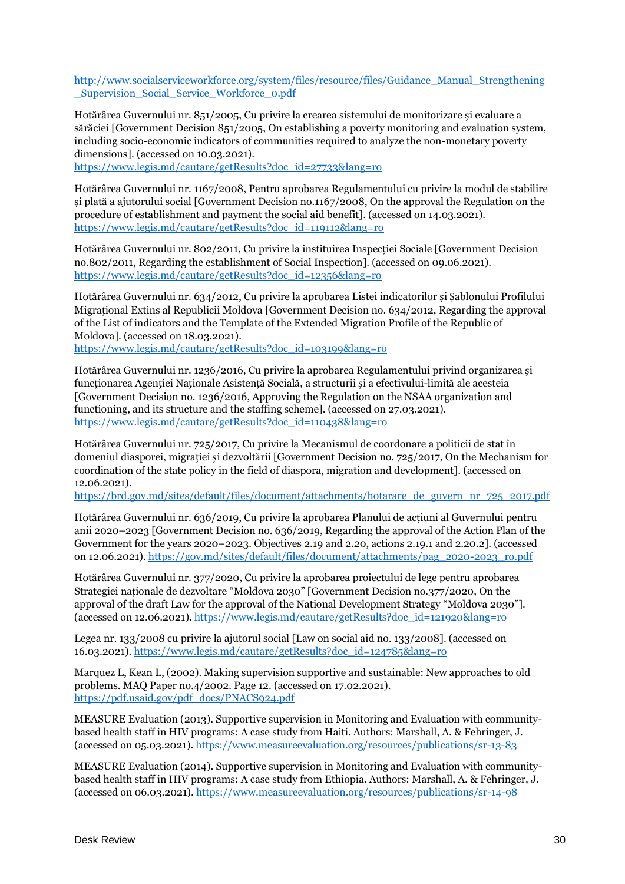http://www.socialserviceworkforce.org/system/files/resource/files/Guidance_Manual_Strengthening_Supervision_Social_Service_Workforce_0.pdf

Hotărârea Guvernului nr. 851/2005, Cu privire la crearea sistemului de monitorizare și evaluare a sărăciei [Government Decision 851/2005, On establishing a poverty monitoring and evaluation system, including socio-economic indicators of communities required to analyze the non-monetary poverty dimensions]. (accessed on 10.03.2021).
https://www.legis.md/cautare/getResults?doc_id=27733&lang=ro

Hotărârea Guvernului nr. 1167/2008, Pentru aprobarea Regulamentului cu privire la modul de stabilire și plată a ajutorului social [Government Decision no.1167/2008, On the approval the Regulation on the procedure of establishment and payment the social aid benefit]. (accessed on 14.03.2021).
https://www.legis.md/cautare/getResults?doc_id=119112&lang=ro

Hotărârea Guvernului nr. 802/2011, Cu privire la instituirea Inspecției Sociale [Government Decision no.802/2011, Regarding the establishment of Social Inspection]. (accessed on 09.06.2021).
https://www.legis.md/cautare/getResults?doc_id=12356&lang=ro

Hotărârea Guvernului nr. 634/2012, Cu privire la aprobarea Listei indicatorilor și Șablonului Profilului Migrațional Extins al Republicii Moldova [Government Decision no. 634/2012, Regarding the approval of the List of indicators and the Template of the Extended Migration Profile of the Republic of Moldova]. (accessed on 18.03.2021).
https://www.legis.md/cautare/getResults?doc_id=103199&lang=ro

Hotărârea Guvernului nr. 1236/2016, Cu privire la aprobarea Regulamentului privind organizarea și funcționarea Agenției Naționale Asistență Socială, a structurii și a efectivului-limită ale acesteia [Government Decision no. 1236/2016, Approving the Regulation on the NSAA organization and functioning, and its structure and the staffing scheme]. (accessed on 27.03.2021).
https://www.legis.md/cautare/getResults?doc_id=110438&lang=ro

Hotărârea Guvernului nr. 725/2017, Cu privire la Mecanismul de coordonare a politicii de stat în domeniul diasporei, migrației și dezvoltării [Government Decision no. 725/2017, On the Mechanism for coordination of the state policy in the field of diaspora, migration and development]. (accessed on 12.06.2021).
https://brd.gov.md/sites/default/files/document/attachments/hotarare_de_guvern_nr_725_2017.pdf

Hotărârea Guvernului nr. 636/2019, Cu privire la aprobarea Planului de acțiuni al Guvernului pentru anii 2020–2023 [Government Decision no. 636/2019, Regarding the approval of the Action Plan of the Government for the years 2020–2023. Objectives 2.19 and 2.20, actions 2.19.1 and 2.20.2]. (accessed on 12.06.2021). https://gov.md/sites/default/files/document/attachments/pag_2020-2023_ro.pdf

Hotărârea Guvernului nr. 377/2020, Cu privire la aprobarea proiectului de lege pentru aprobarea Strategiei naționale de dezvoltare "Moldova 2030" [Government Decision no.377/2020, On the approval of the draft Law for the approval of the National Development Strategy "Moldova 2030"]. (accessed on 12.06.2021). https://www.legis.md/cautare/getResults?doc_id=121920&lang=ro

Legea nr. 133/2008 cu privire la ajutorul social [Law on social aid no. 133/2008]. (accessed on 16.03.2021). https://www.legis.md/cautare/getResults?doc_id=124785&lang=ro

Marquez L, Kean L, (2002). Making supervision supportive and sustainable: New approaches to old problems. MAQ Paper no.4/2002. Page 12. (accessed on 17.02.2021).
https://pdf.usaid.gov/pdf_docs/PNACS924.pdf

MEASURE Evaluation (2013). Supportive supervision in Monitoring and Evaluation with community-based health staff in HIV programs: A case study from Haiti. Authors: Marshall, A. & Fehringer, J. (accessed on 05.03.2021). https://www.measureevaluation.org/resources/publications/sr-13-83

MEASURE Evaluation (2014). Supportive supervision in Monitoring and Evaluation with community-based health staff in HIV programs: A case study from Ethiopia. Authors: Marshall, A. & Fehringer, J. (accessed on 06.03.2021). https://www.measureevaluation.org/resources/publications/sr-14-98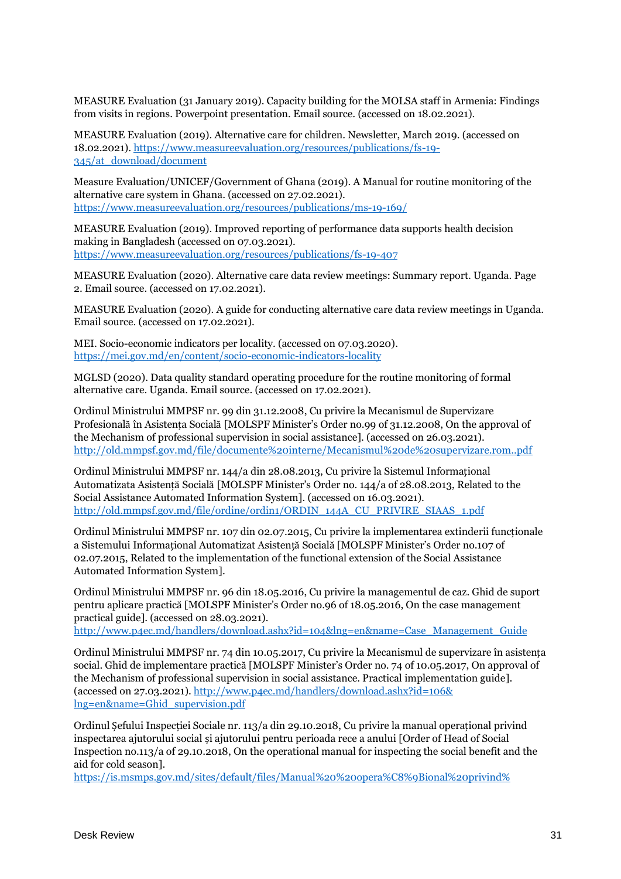MEASURE Evaluation (31 January 2019). Capacity building for the MOLSA staff in Armenia: Findings from visits in regions. Powerpoint presentation. Email source. (accessed on 18.02.2021).

MEASURE Evaluation (2019). Alternative care for children. Newsletter, March 2019. (accessed on 18.02.2021). https://www.measureevaluation.org/resources/publications/fs-19-345/at_download/document

Measure Evaluation/UNICEF/Government of Ghana (2019). A Manual for routine monitoring of the alternative care system in Ghana. (accessed on 27.02.2021). https://www.measureevaluation.org/resources/publications/ms-19-169/

MEASURE Evaluation (2019). Improved reporting of performance data supports health decision making in Bangladesh (accessed on 07.03.2021). https://www.measureevaluation.org/resources/publications/fs-19-407

MEASURE Evaluation (2020). Alternative care data review meetings: Summary report. Uganda. Page 2. Email source. (accessed on 17.02.2021).

MEASURE Evaluation (2020). A guide for conducting alternative care data review meetings in Uganda. Email source. (accessed on 17.02.2021).

MEI. Socio-economic indicators per locality. (accessed on 07.03.2020). https://mei.gov.md/en/content/socio-economic-indicators-locality

MGLSD (2020). Data quality standard operating procedure for the routine monitoring of formal alternative care. Uganda. Email source. (accessed on 17.02.2021).

Ordinul Ministrului MMPSF nr. 99 din 31.12.2008, Cu privire la Mecanismul de Supervizare Profesională în Asistența Socială [MOLSPF Minister's Order no.99 of 31.12.2008, On the approval of the Mechanism of professional supervision in social assistance]. (accessed on 26.03.2021). http://old.mmpsf.gov.md/file/documente%20interne/Mecanismul%20de%20supervizare.rom..pdf

Ordinul Ministrului MMPSF nr. 144/a din 28.08.2013, Cu privire la Sistemul Informațional Automatizata Asistență Socială [MOLSPF Minister's Order no. 144/a of 28.08.2013, Related to the Social Assistance Automated Information System]. (accessed on 16.03.2021). http://old.mmpsf.gov.md/file/ordine/ordin1/ORDIN_144A_CU_PRIVIRE_SIAAS_1.pdf

Ordinul Ministrului MMPSF nr. 107 din 02.07.2015, Cu privire la implementarea extinderii funcționale a Sistemului Informațional Automatizat Asistență Socială [MOLSPF Minister's Order no.107 of 02.07.2015, Related to the implementation of the functional extension of the Social Assistance Automated Information System].

Ordinul Ministrului MMPSF nr. 96 din 18.05.2016, Cu privire la managementul de caz. Ghid de suport pentru aplicare practică [MOLSPF Minister's Order no.96 of 18.05.2016, On the case management practical guide]. (accessed on 28.03.2021). http://www.p4ec.md/handlers/download.ashx?id=104&lng=en&name=Case_Management_Guide

Ordinul Ministrului MMPSF nr. 74 din 10.05.2017, Cu privire la Mecanismul de supervizare în asistența social. Ghid de implementare practică [MOLSPF Minister's Order no. 74 of 10.05.2017, On approval of the Mechanism of professional supervision in social assistance. Practical implementation guide]. (accessed on 27.03.2021). http://www.p4ec.md/handlers/download.ashx?id=106&lng=en&name=Ghid_supervision.pdf

Ordinul Șefului Inspecției Sociale nr. 113/a din 29.10.2018, Cu privire la manual operațional privind inspectarea ajutorului social și ajutorului pentru perioada rece a anului [Order of Head of Social Inspection no.113/a of 29.10.2018, On the operational manual for inspecting the social benefit and the aid for cold season]. https://is.msmps.gov.md/sites/default/files/Manual%20%20opera%C8%9Bional%20privind%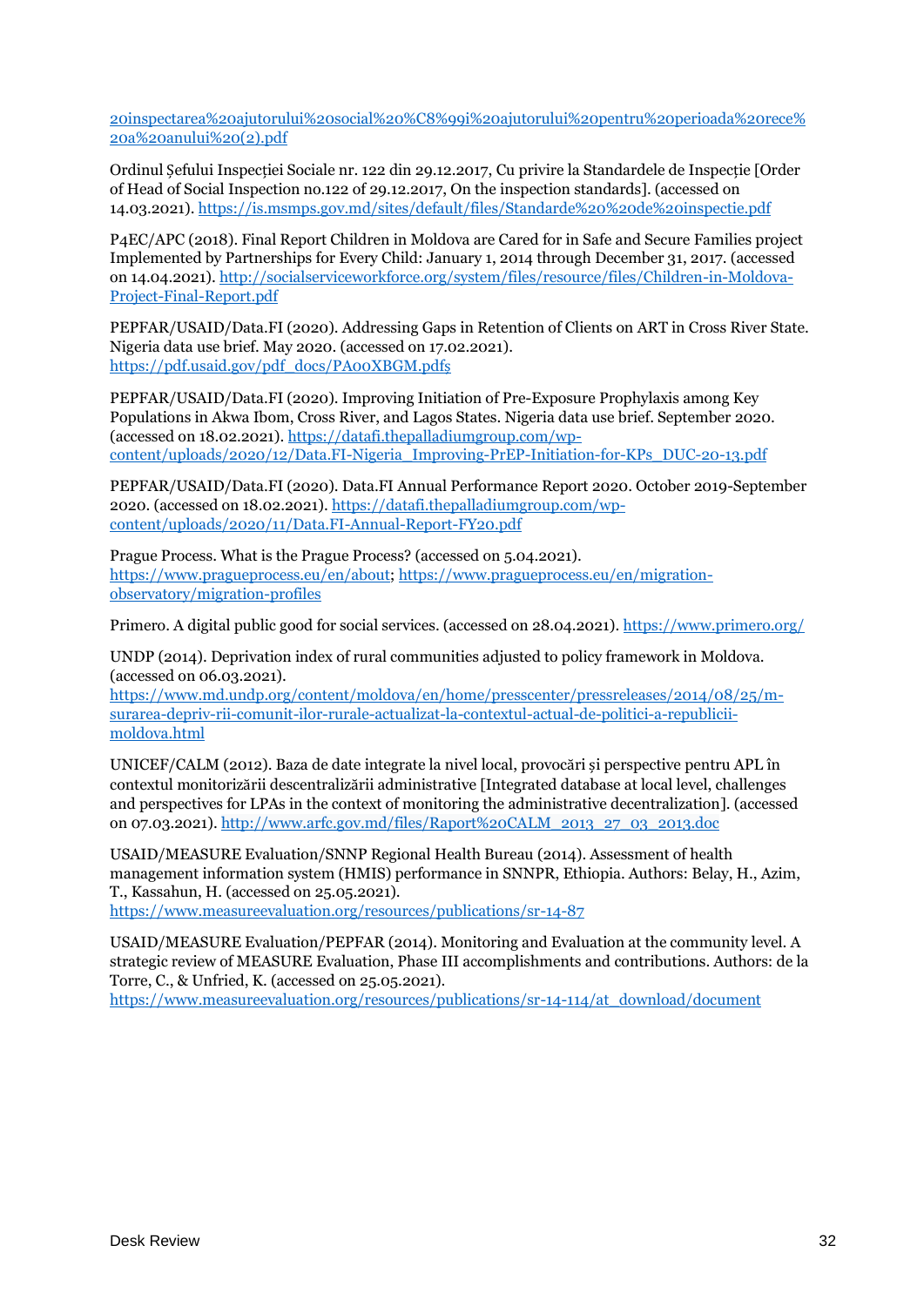20inspectarea%20ajutorului%20social%20%C8%99i%20ajutorului%20pentru%20perioada%20rece%20a%20anului%20(2).pdf

Ordinul Șefului Inspecției Sociale nr. 122 din 29.12.2017, Cu privire la Standardele de Inspecție [Order of Head of Social Inspection no.122 of 29.12.2017, On the inspection standards]. (accessed on 14.03.2021). https://is.msmps.gov.md/sites/default/files/Standarde%20%20de%20inspectie.pdf

P4EC/APC (2018). Final Report Children in Moldova are Cared for in Safe and Secure Families project Implemented by Partnerships for Every Child: January 1, 2014 through December 31, 2017. (accessed on 14.04.2021). http://socialserviceworkforce.org/system/files/resource/files/Children-in-Moldova-Project-Final-Report.pdf

PEPFAR/USAID/Data.FI (2020). Addressing Gaps in Retention of Clients on ART in Cross River State. Nigeria data use brief. May 2020. (accessed on 17.02.2021). https://pdf.usaid.gov/pdf_docs/PA00XBGM.pdfș

PEPFAR/USAID/Data.FI (2020). Improving Initiation of Pre-Exposure Prophylaxis among Key Populations in Akwa Ibom, Cross River, and Lagos States. Nigeria data use brief. September 2020. (accessed on 18.02.2021). https://datafi.thepalladiumgroup.com/wp-content/uploads/2020/12/Data.FI-Nigeria_Improving-PrEP-Initiation-for-KPs_DUC-20-13.pdf

PEPFAR/USAID/Data.FI (2020). Data.FI Annual Performance Report 2020. October 2019-September 2020. (accessed on 18.02.2021). https://datafi.thepalladiumgroup.com/wp-content/uploads/2020/11/Data.FI-Annual-Report-FY20.pdf

Prague Process. What is the Prague Process? (accessed on 5.04.2021). https://www.pragueprocess.eu/en/about; https://www.pragueprocess.eu/en/migration-observatory/migration-profiles

Primero. A digital public good for social services. (accessed on 28.04.2021). https://www.primero.org/

UNDP (2014). Deprivation index of rural communities adjusted to policy framework in Moldova. (accessed on 06.03.2021). https://www.md.undp.org/content/moldova/en/home/presscenter/pressreleases/2014/08/25/m-surarea-depriv-rii-comunit-ilor-rurale-actualizat-la-contextul-actual-de-politici-a-republicii-moldova.html

UNICEF/CALM (2012). Baza de date integrate la nivel local, provocări și perspective pentru APL în contextul monitorizării descentralizării administrative [Integrated database at local level, challenges and perspectives for LPAs in the context of monitoring the administrative decentralization]. (accessed on 07.03.2021). http://www.arfc.gov.md/files/Raport%20CALM_2013_27_03_2013.doc

USAID/MEASURE Evaluation/SNNP Regional Health Bureau (2014). Assessment of health management information system (HMIS) performance in SNNPR, Ethiopia. Authors: Belay, H., Azim, T., Kassahun, H. (accessed on 25.05.2021). https://www.measureevaluation.org/resources/publications/sr-14-87

USAID/MEASURE Evaluation/PEPFAR (2014). Monitoring and Evaluation at the community level. A strategic review of MEASURE Evaluation, Phase III accomplishments and contributions. Authors: de la Torre, C., & Unfried, K. (accessed on 25.05.2021). https://www.measureevaluation.org/resources/publications/sr-14-114/at_download/document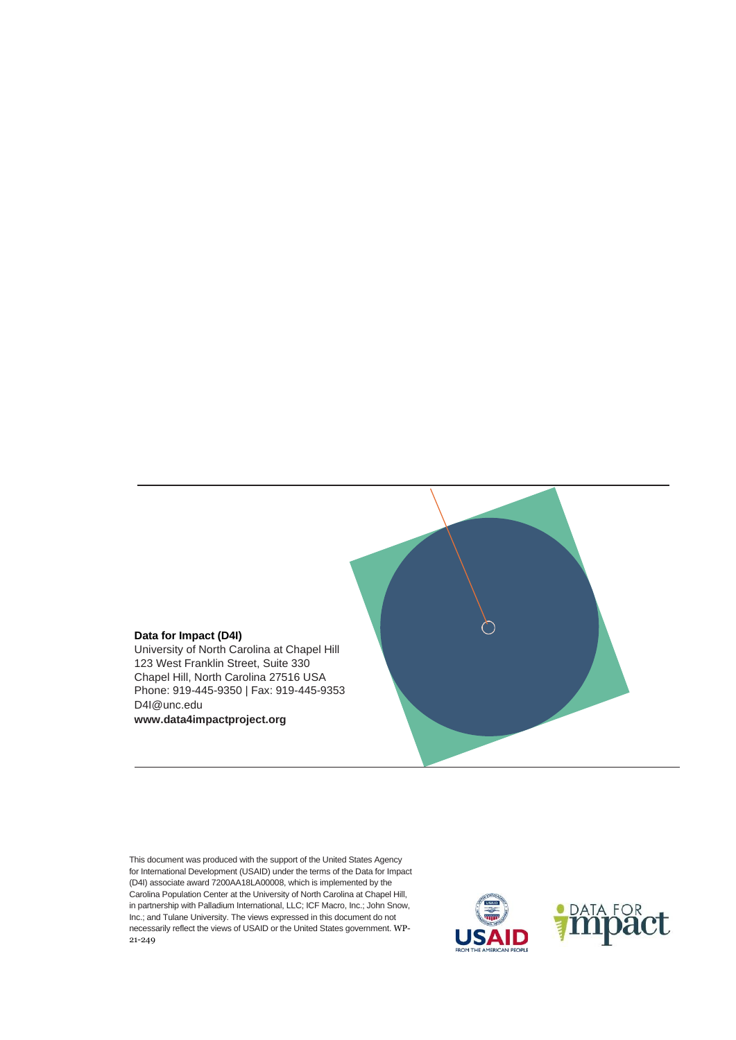**Data for Impact (D4I)**
University of North Carolina at Chapel Hill
123 West Franklin Street, Suite 330
Chapel Hill, North Carolina 27516 USA
Phone: 919-445-9350 | Fax: 919-445-9353
D4I@unc.edu
**www.data4impactproject.org**

This document was produced with the support of the United States Agency for International Development (USAID) under the terms of the Data for Impact (D4I) associate award 7200AA18LA00008, which is implemented by the Carolina Population Center at the University of North Carolina at Chapel Hill, in partnership with Palladium International, LLC; ICF Macro, Inc.; John Snow, Inc.; and Tulane University. The views expressed in this document do not necessarily reflect the views of USAID or the United States government. WP-21-249